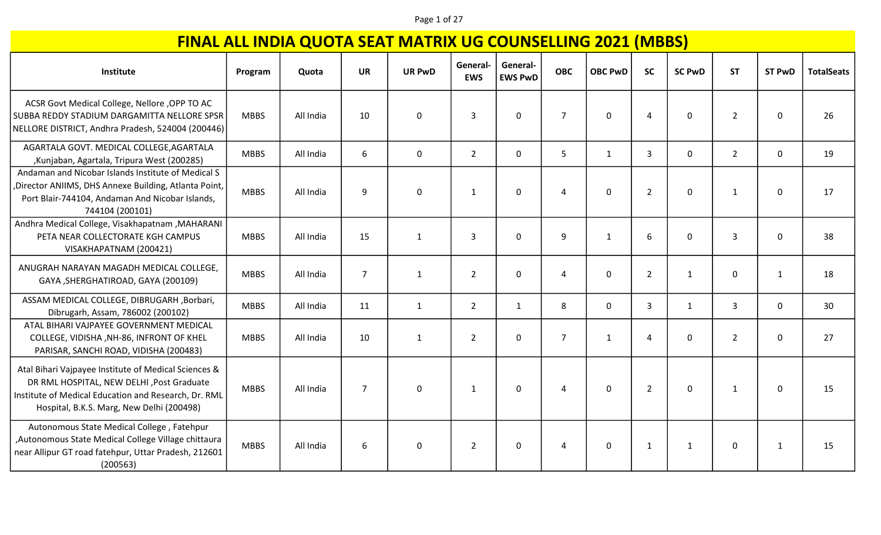# FINAL ALL INDIA QUOTA SEAT MATRIX UG COUNSELLING 2021 (MBBS)

| Institute | Program | Quota | UR | UR PwD | General-EWS | General-EWS PwD | OBC | OBC PwD | SC | SC PwD | ST | ST PwD | TotalSeats |
|---|---|---|---|---|---|---|---|---|---|---|---|---|---|
| ACSR Govt Medical College, Nellore ,OPP TO AC SUBBA REDDY STADIUM DARGAMITTA NELLORE SPSR NELLORE DISTRICT, Andhra Pradesh, 524004 (200446) | MBBS | All India | 10 | 0 | 3 | 0 | 7 | 0 | 4 | 0 | 2 | 0 | 26 |
| AGARTALA GOVT. MEDICAL COLLEGE,AGARTALA ,Kunjaban, Agartala, Tripura West (200285) | MBBS | All India | 6 | 0 | 2 | 0 | 5 | 1 | 3 | 0 | 2 | 0 | 19 |
| Andaman and Nicobar Islands Institute of Medical S ,Director ANIIMS, DHS Annexe Building, Atlanta Point, Port Blair-744104, Andaman And Nicobar Islands, 744104 (200101) | MBBS | All India | 9 | 0 | 1 | 0 | 4 | 0 | 2 | 0 | 1 | 0 | 17 |
| Andhra Medical College, Visakhapatnam ,MAHARANI PETA NEAR COLLECTORATE KGH CAMPUS VISAKHAPATNAM (200421) | MBBS | All India | 15 | 1 | 3 | 0 | 9 | 1 | 6 | 0 | 3 | 0 | 38 |
| ANUGRAH NARAYAN MAGADH MEDICAL COLLEGE, GAYA ,SHERGHATIROAD, GAYA (200109) | MBBS | All India | 7 | 1 | 2 | 0 | 4 | 0 | 2 | 1 | 0 | 1 | 18 |
| ASSAM MEDICAL COLLEGE, DIBRUGARH ,Borbari, Dibrugarh, Assam, 786002 (200102) | MBBS | All India | 11 | 1 | 2 | 1 | 8 | 0 | 3 | 1 | 3 | 0 | 30 |
| ATAL BIHARI VAJPAYEE GOVERNMENT MEDICAL COLLEGE, VIDISHA ,NH-86, INFRONT OF KHEL PARISAR, SANCHI ROAD, VIDISHA (200483) | MBBS | All India | 10 | 1 | 2 | 0 | 7 | 1 | 4 | 0 | 2 | 0 | 27 |
| Atal Bihari Vajpayee Institute of Medical Sciences & DR RML HOSPITAL, NEW DELHI ,Post Graduate Institute of Medical Education and Research, Dr. RML Hospital, B.K.S. Marg, New Delhi (200498) | MBBS | All India | 7 | 0 | 1 | 0 | 4 | 0 | 2 | 0 | 1 | 0 | 15 |
| Autonomous State Medical College , Fatehpur ,Autonomous State Medical College Village chittaura near Allipur GT road fatehpur, Uttar Pradesh, 212601 (200563) | MBBS | All India | 6 | 0 | 2 | 0 | 4 | 0 | 1 | 1 | 0 | 1 | 15 |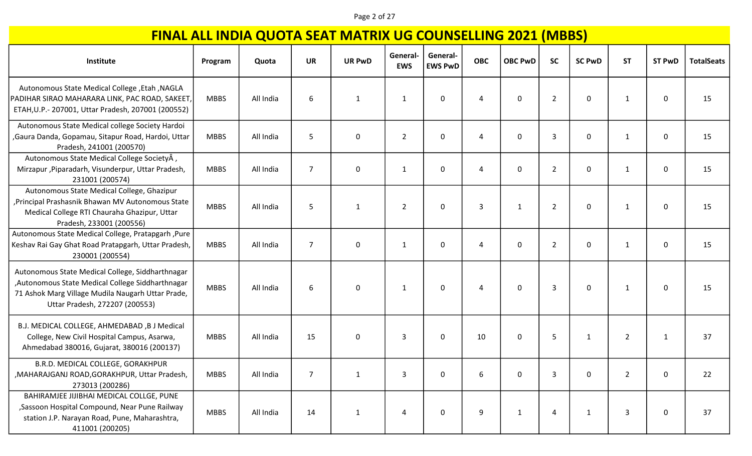# FINAL ALL INDIA QUOTA SEAT MATRIX UG COUNSELLING 2021 (MBBS)

| Institute | Program | Quota | UR | UR PwD | General-EWS | General-EWS PwD | OBC | OBC PwD | SC | SC PwD | ST | ST PwD | TotalSeats |
|---|---|---|---|---|---|---|---|---|---|---|---|---|---|
| Autonomous State Medical College ,Etah ,NAGLA PADIHAR SIRAO MAHARARA LINK, PAC ROAD, SAKEET, ETAH,U.P.- 207001, Uttar Pradesh, 207001 (200552) | MBBS | All India | 6 | 1 | 1 | 0 | 4 | 0 | 2 | 0 | 1 | 0 | 15 |
| Autonomous State Medical college Society Hardoi ,Gaura Danda, Gopamau, Sitapur Road, Hardoi, Uttar Pradesh, 241001 (200570) | MBBS | All India | 5 | 0 | 2 | 0 | 4 | 0 | 3 | 0 | 1 | 0 | 15 |
| Autonomous State Medical College SocietyÂ , Mirzapur ,Piparadarh, Visunderpur, Uttar Pradesh, 231001 (200574) | MBBS | All India | 7 | 0 | 1 | 0 | 4 | 0 | 2 | 0 | 1 | 0 | 15 |
| Autonomous State Medical College, Ghazipur ,Principal Prashasnik Bhawan MV Autonomous State Medical College RTI Chauraha Ghazipur, Uttar Pradesh, 233001 (200556) | MBBS | All India | 5 | 1 | 2 | 0 | 3 | 1 | 2 | 0 | 1 | 0 | 15 |
| Autonomous State Medical College, Pratapgarh ,Pure Keshav Rai Gay Ghat Road Pratapgarh, Uttar Pradesh, 230001 (200554) | MBBS | All India | 7 | 0 | 1 | 0 | 4 | 0 | 2 | 0 | 1 | 0 | 15 |
| Autonomous State Medical College, Siddharthnagar ,Autonomous State Medical College Siddharthnagar 71 Ashok Marg Village Mudila Naugarh Uttar Prade, Uttar Pradesh, 272207 (200553) | MBBS | All India | 6 | 0 | 1 | 0 | 4 | 0 | 3 | 0 | 1 | 0 | 15 |
| B.J. MEDICAL COLLEGE, AHMEDABAD ,B J Medical College, New Civil Hospital Campus, Asarwa, Ahmedabad 380016, Gujarat, 380016 (200137) | MBBS | All India | 15 | 0 | 3 | 0 | 10 | 0 | 5 | 1 | 2 | 1 | 37 |
| B.R.D. MEDICAL COLLEGE, GORAKHPUR ,MAHARAJGANJ ROAD,GORAKHPUR, Uttar Pradesh, 273013 (200286) | MBBS | All India | 7 | 1 | 3 | 0 | 6 | 0 | 3 | 0 | 2 | 0 | 22 |
| BAHIRAMJEE JIJIBHAI MEDICAL COLLGE, PUNE ,Sassoon Hospital Compound, Near Pune Railway station J.P. Narayan Road, Pune, Maharashtra, 411001 (200205) | MBBS | All India | 14 | 1 | 4 | 0 | 9 | 1 | 4 | 1 | 3 | 0 | 37 |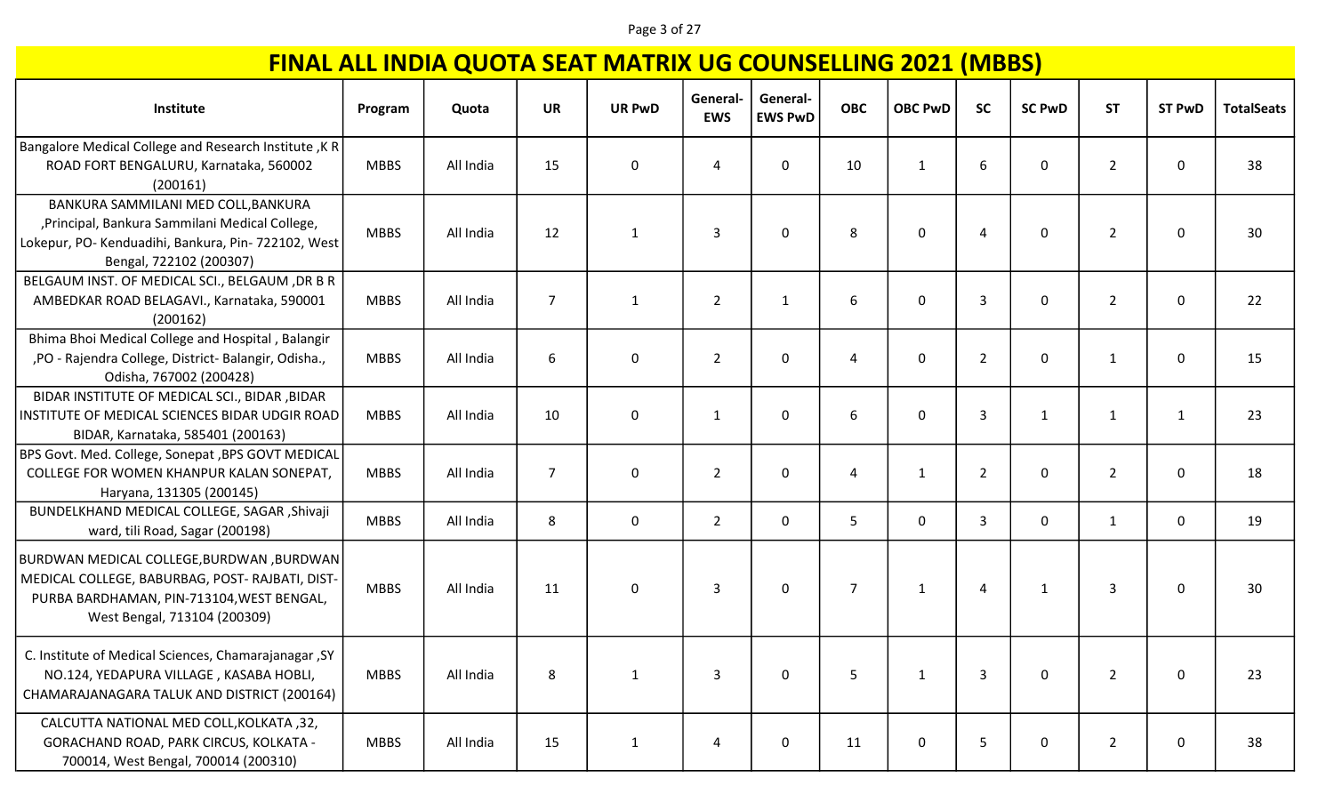# FINAL ALL INDIA QUOTA SEAT MATRIX UG COUNSELLING 2021 (MBBS)

| Institute | Program | Quota | UR | UR PwD | General-EWS | General-EWS PwD | OBC | OBC PwD | SC | SC PwD | ST | ST PwD | TotalSeats |
|---|---|---|---|---|---|---|---|---|---|---|---|---|---|
| Bangalore Medical College and Research Institute ,K R ROAD FORT BENGALURU, Karnataka, 560002 (200161) | MBBS | All India | 15 | 0 | 4 | 0 | 10 | 1 | 6 | 0 | 2 | 0 | 38 |
| BANKURA SAMMILANI MED COLL,BANKURA ,Principal, Bankura Sammilani Medical College, Lokepur, PO- Kenduadihi, Bankura, Pin- 722102, West Bengal, 722102 (200307) | MBBS | All India | 12 | 1 | 3 | 0 | 8 | 0 | 4 | 0 | 2 | 0 | 30 |
| BELGAUM INST. OF MEDICAL SCI., BELGAUM ,DR B R AMBEDKAR ROAD BELAGAVI., Karnataka, 590001 (200162) | MBBS | All India | 7 | 1 | 2 | 1 | 6 | 0 | 3 | 0 | 2 | 0 | 22 |
| Bhima Bhoi Medical College and Hospital , Balangir ,PO - Rajendra College, District- Balangir, Odisha., Odisha, 767002 (200428) | MBBS | All India | 6 | 0 | 2 | 0 | 4 | 0 | 2 | 0 | 1 | 0 | 15 |
| BIDAR INSTITUTE OF MEDICAL SCI., BIDAR ,BIDAR INSTITUTE OF MEDICAL SCIENCES BIDAR UDGIR ROAD BIDAR, Karnataka, 585401 (200163) | MBBS | All India | 10 | 0 | 1 | 0 | 6 | 0 | 3 | 1 | 1 | 1 | 23 |
| BPS Govt. Med. College, Sonepat ,BPS GOVT MEDICAL COLLEGE FOR WOMEN KHANPUR KALAN SONEPAT, Haryana, 131305 (200145) | MBBS | All India | 7 | 0 | 2 | 0 | 4 | 1 | 2 | 0 | 2 | 0 | 18 |
| BUNDELKHAND MEDICAL COLLEGE, SAGAR ,Shivaji ward, tili Road, Sagar (200198) | MBBS | All India | 8 | 0 | 2 | 0 | 5 | 0 | 3 | 0 | 1 | 0 | 19 |
| BURDWAN MEDICAL COLLEGE,BURDWAN ,BURDWAN MEDICAL COLLEGE, BABURBAG, POST- RAJBATI, DIST- PURBA BARDHAMAN, PIN-713104,WEST BENGAL, West Bengal, 713104 (200309) | MBBS | All India | 11 | 0 | 3 | 0 | 7 | 1 | 4 | 1 | 3 | 0 | 30 |
| C. Institute of Medical Sciences, Chamarajanagar ,SY NO.124, YEDAPURA VILLAGE , KASABA HOBLI, CHAMARAJANAGARA TALUK AND DISTRICT (200164) | MBBS | All India | 8 | 1 | 3 | 0 | 5 | 1 | 3 | 0 | 2 | 0 | 23 |
| CALCUTTA NATIONAL MED COLL,KOLKATA ,32, GORACHAND ROAD, PARK CIRCUS, KOLKATA - 700014, West Bengal, 700014 (200310) | MBBS | All India | 15 | 1 | 4 | 0 | 11 | 0 | 5 | 0 | 2 | 0 | 38 |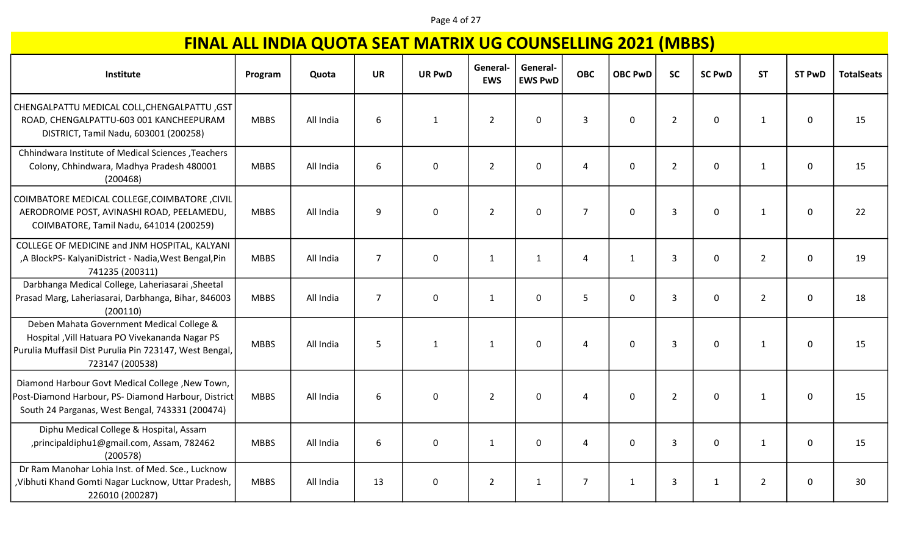# FINAL ALL INDIA QUOTA SEAT MATRIX UG COUNSELLING 2021 (MBBS)

| Institute | Program | Quota | UR | UR PwD | General-EWS | General-EWS PwD | OBC | OBC PwD | SC | SC PwD | ST | ST PwD | TotalSeats |
|---|---|---|---|---|---|---|---|---|---|---|---|---|---|
| CHENGALPATTU MEDICAL COLL,CHENGALPATTU ,GST ROAD, CHENGALPATTU-603 001 KANCHEEPURAM DISTRICT, Tamil Nadu, 603001 (200258) | MBBS | All India | 6 | 1 | 2 | 0 | 3 | 0 | 2 | 0 | 1 | 0 | 15 |
| Chhindwara Institute of Medical Sciences ,Teachers Colony, Chhindwara, Madhya Pradesh 480001 (200468) | MBBS | All India | 6 | 0 | 2 | 0 | 4 | 0 | 2 | 0 | 1 | 0 | 15 |
| COIMBATORE MEDICAL COLLEGE,COIMBATORE ,CIVIL AERODROME POST, AVINASHI ROAD, PEELAMEDU, COIMBATORE, Tamil Nadu, 641014 (200259) | MBBS | All India | 9 | 0 | 2 | 0 | 7 | 0 | 3 | 0 | 1 | 0 | 22 |
| COLLEGE OF MEDICINE and JNM HOSPITAL, KALYANI ,A BlockPS- KalyaniDistrict - Nadia,West Bengal,Pin 741235 (200311) | MBBS | All India | 7 | 0 | 1 | 1 | 4 | 1 | 3 | 0 | 2 | 0 | 19 |
| Darbhanga Medical College, Laheriasarai ,Sheetal Prasad Marg, Laheriasarai, Darbhanga, Bihar, 846003 (200110) | MBBS | All India | 7 | 0 | 1 | 0 | 5 | 0 | 3 | 0 | 2 | 0 | 18 |
| Deben Mahata Government Medical College & Hospital ,Vill Hatuara PO Vivekananda Nagar PS Purulia Muffasil Dist Purulia Pin 723147, West Bengal, 723147 (200538) | MBBS | All India | 5 | 1 | 1 | 0 | 4 | 0 | 3 | 0 | 1 | 0 | 15 |
| Diamond Harbour Govt Medical College ,New Town, Post-Diamond Harbour, PS- Diamond Harbour, District South 24 Parganas, West Bengal, 743331 (200474) | MBBS | All India | 6 | 0 | 2 | 0 | 4 | 0 | 2 | 0 | 1 | 0 | 15 |
| Diphu Medical College & Hospital, Assam ,principaldiphu1@gmail.com, Assam, 782462 (200578) | MBBS | All India | 6 | 0 | 1 | 0 | 4 | 0 | 3 | 0 | 1 | 0 | 15 |
| Dr Ram Manohar Lohia Inst. of Med. Sce., Lucknow ,Vibhuti Khand Gomti Nagar Lucknow, Uttar Pradesh, 226010 (200287) | MBBS | All India | 13 | 0 | 2 | 1 | 7 | 1 | 3 | 1 | 2 | 0 | 30 |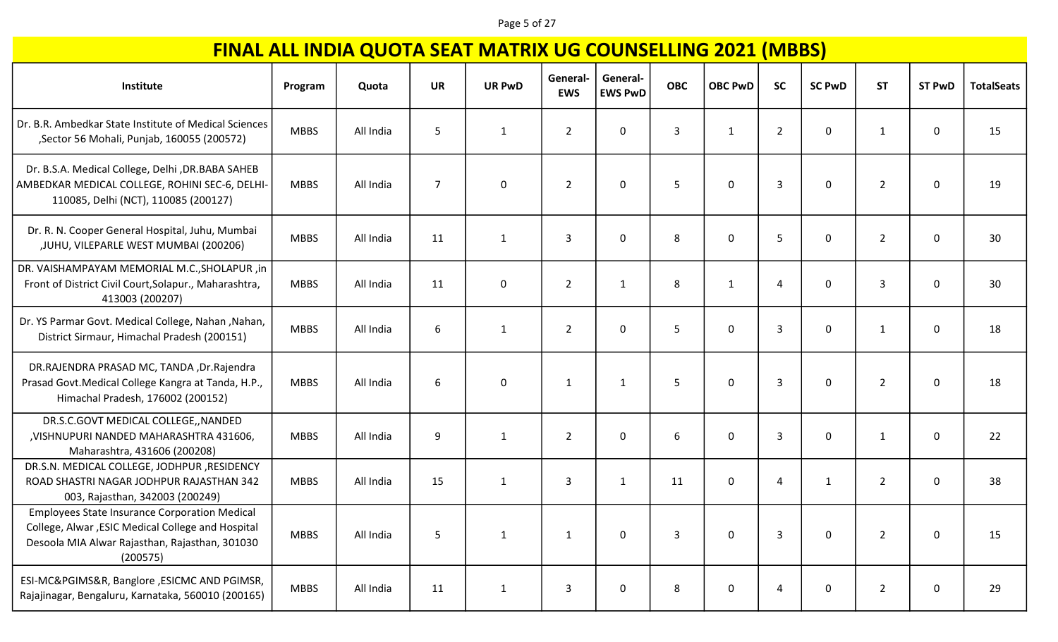# FINAL ALL INDIA QUOTA SEAT MATRIX UG COUNSELLING 2021 (MBBS)

| Institute | Program | Quota | UR | UR PwD | General-EWS | General-EWS PwD | OBC | OBC PwD | SC | SC PwD | ST | ST PwD | TotalSeats |
|---|---|---|---|---|---|---|---|---|---|---|---|---|---|
| Dr. B.R. Ambedkar State Institute of Medical Sciences ,Sector 56 Mohali, Punjab, 160055 (200572) | MBBS | All India | 5 | 1 | 2 | 0 | 3 | 1 | 2 | 0 | 1 | 0 | 15 |
| Dr. B.S.A. Medical College, Delhi ,DR.BABA SAHEB AMBEDKAR MEDICAL COLLEGE, ROHINI SEC-6, DELHI-110085, Delhi (NCT), 110085 (200127) | MBBS | All India | 7 | 0 | 2 | 0 | 5 | 0 | 3 | 0 | 2 | 0 | 19 |
| Dr. R. N. Cooper General Hospital, Juhu, Mumbai ,JUHU, VILEPARLE WEST MUMBAI (200206) | MBBS | All India | 11 | 1 | 3 | 0 | 8 | 0 | 5 | 0 | 2 | 0 | 30 |
| DR. VAISHAMPAYAM MEMORIAL M.C.,SHOLAPUR ,in Front of District Civil Court,Solapur., Maharashtra, 413003 (200207) | MBBS | All India | 11 | 0 | 2 | 1 | 8 | 1 | 4 | 0 | 3 | 0 | 30 |
| Dr. YS Parmar Govt. Medical College, Nahan ,Nahan, District Sirmaur, Himachal Pradesh (200151) | MBBS | All India | 6 | 1 | 2 | 0 | 5 | 0 | 3 | 0 | 1 | 0 | 18 |
| DR.RAJENDRA PRASAD MC, TANDA ,Dr.Rajendra Prasad Govt.Medical College Kangra at Tanda, H.P., Himachal Pradesh, 176002 (200152) | MBBS | All India | 6 | 0 | 1 | 1 | 5 | 0 | 3 | 0 | 2 | 0 | 18 |
| DR.S.C.GOVT MEDICAL COLLEGE,,NANDED ,VISHNUPURI NANDED MAHARASHTRA 431606, Maharashtra, 431606 (200208) | MBBS | All India | 9 | 1 | 2 | 0 | 6 | 0 | 3 | 0 | 1 | 0 | 22 |
| DR.S.N. MEDICAL COLLEGE, JODHPUR ,RESIDENCY ROAD SHASTRI NAGAR JODHPUR RAJASTHAN 342 003, Rajasthan, 342003 (200249) | MBBS | All India | 15 | 1 | 3 | 1 | 11 | 0 | 4 | 1 | 2 | 0 | 38 |
| Employees State Insurance Corporation Medical College, Alwar ,ESIC Medical College and Hospital Desoola MIA Alwar Rajasthan, Rajasthan, 301030 (200575) | MBBS | All India | 5 | 1 | 1 | 0 | 3 | 0 | 3 | 0 | 2 | 0 | 15 |
| ESI-MC&PGIMS&R, Banglore ,ESICMC AND PGIMSR, Rajajinagar, Bengaluru, Karnataka, 560010 (200165) | MBBS | All India | 11 | 1 | 3 | 0 | 8 | 0 | 4 | 0 | 2 | 0 | 29 |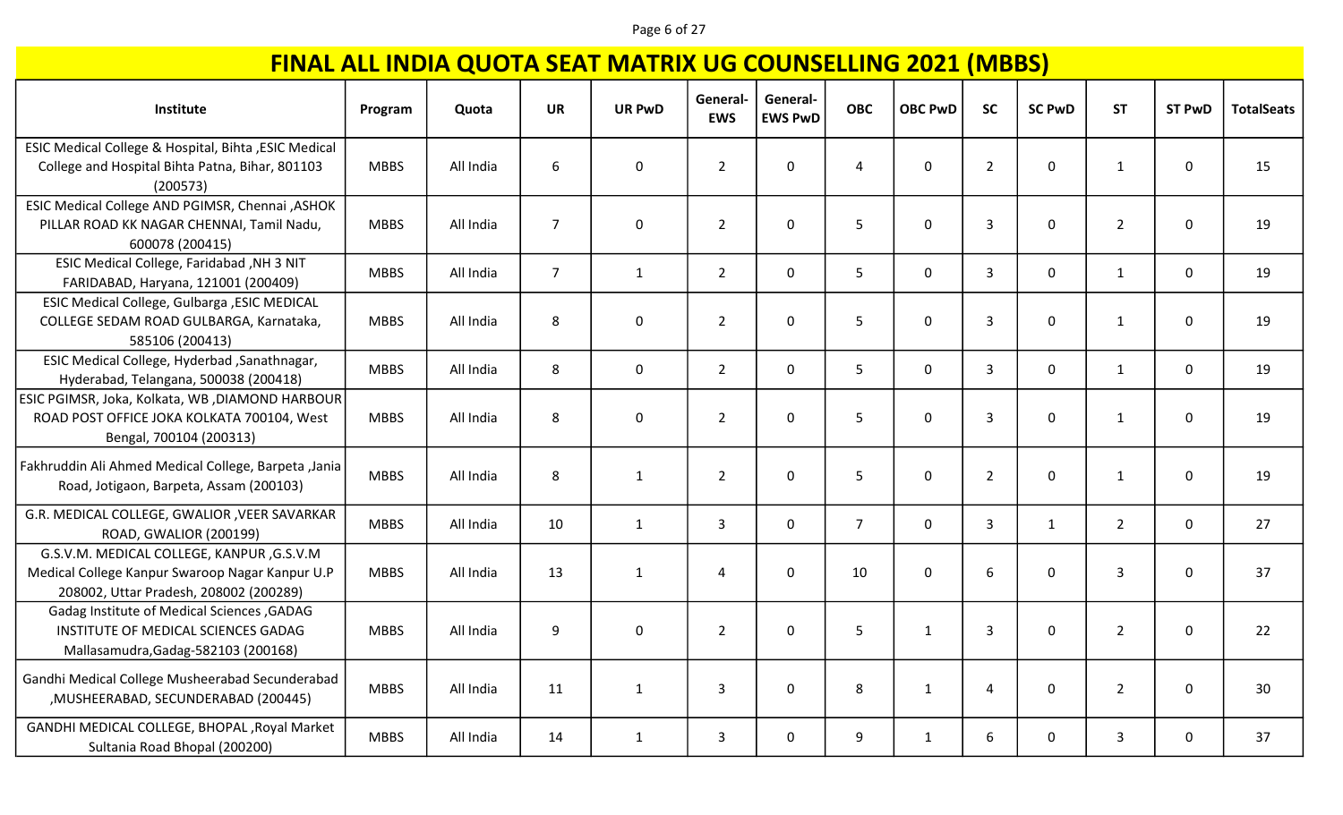# FINAL ALL INDIA QUOTA SEAT MATRIX UG COUNSELLING 2021 (MBBS)

| Institute | Program | Quota | UR | UR PwD | General-EWS | General-EWS PwD | OBC | OBC PwD | SC | SC PwD | ST | ST PwD | TotalSeats |
|---|---|---|---|---|---|---|---|---|---|---|---|---|---|
| ESIC Medical College & Hospital, Bihta ,ESIC Medical College and Hospital Bihta Patna, Bihar, 801103 (200573) | MBBS | All India | 6 | 0 | 2 | 0 | 4 | 0 | 2 | 0 | 1 | 0 | 15 |
| ESIC Medical College AND PGIMSR, Chennai ,ASHOK PILLAR ROAD KK NAGAR CHENNAI, Tamil Nadu, 600078 (200415) | MBBS | All India | 7 | 0 | 2 | 0 | 5 | 0 | 3 | 0 | 2 | 0 | 19 |
| ESIC Medical College, Faridabad ,NH 3 NIT FARIDABAD, Haryana, 121001 (200409) | MBBS | All India | 7 | 1 | 2 | 0 | 5 | 0 | 3 | 0 | 1 | 0 | 19 |
| ESIC Medical College, Gulbarga ,ESIC MEDICAL COLLEGE SEDAM ROAD GULBARGA, Karnataka, 585106 (200413) | MBBS | All India | 8 | 0 | 2 | 0 | 5 | 0 | 3 | 0 | 1 | 0 | 19 |
| ESIC Medical College, Hyderbad ,Sanathnagar, Hyderabad, Telangana, 500038 (200418) | MBBS | All India | 8 | 0 | 2 | 0 | 5 | 0 | 3 | 0 | 1 | 0 | 19 |
| ESIC PGIMSR, Joka, Kolkata, WB ,DIAMOND HARBOUR ROAD POST OFFICE JOKA KOLKATA 700104, West Bengal, 700104 (200313) | MBBS | All India | 8 | 0 | 2 | 0 | 5 | 0 | 3 | 0 | 1 | 0 | 19 |
| Fakhruddin Ali Ahmed Medical College, Barpeta ,Jania Road, Jotigaon, Barpeta, Assam (200103) | MBBS | All India | 8 | 1 | 2 | 0 | 5 | 0 | 2 | 0 | 1 | 0 | 19 |
| G.R. MEDICAL COLLEGE, GWALIOR ,VEER SAVARKAR ROAD, GWALIOR (200199) | MBBS | All India | 10 | 1 | 3 | 0 | 7 | 0 | 3 | 1 | 2 | 0 | 27 |
| G.S.V.M. MEDICAL COLLEGE, KANPUR ,G.S.V.M Medical College Kanpur Swaroop Nagar Kanpur U.P 208002, Uttar Pradesh, 208002 (200289) | MBBS | All India | 13 | 1 | 4 | 0 | 10 | 0 | 6 | 0 | 3 | 0 | 37 |
| Gadag Institute of Medical Sciences ,GADAG INSTITUTE OF MEDICAL SCIENCES GADAG Mallasamudra,Gadag-582103 (200168) | MBBS | All India | 9 | 0 | 2 | 0 | 5 | 1 | 3 | 0 | 2 | 0 | 22 |
| Gandhi Medical College Musheerabad Secunderabad ,MUSHEERABAD, SECUNDERABAD (200445) | MBBS | All India | 11 | 1 | 3 | 0 | 8 | 1 | 4 | 0 | 2 | 0 | 30 |
| GANDHI MEDICAL COLLEGE, BHOPAL ,Royal Market Sultania Road Bhopal (200200) | MBBS | All India | 14 | 1 | 3 | 0 | 9 | 1 | 6 | 0 | 3 | 0 | 37 |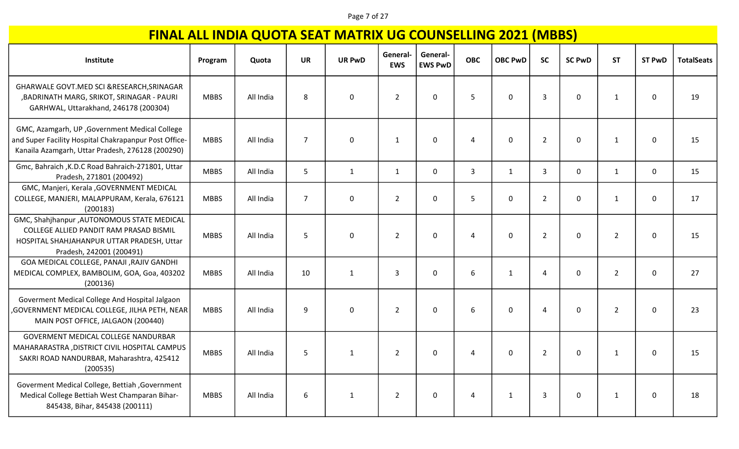# FINAL ALL INDIA QUOTA SEAT MATRIX UG COUNSELLING 2021 (MBBS)

| Institute | Program | Quota | UR | UR PwD | General-EWS | General-EWS PwD | OBC | OBC PwD | SC | SC PwD | ST | ST PwD | TotalSeats |
|---|---|---|---|---|---|---|---|---|---|---|---|---|---|
| GHARWALE GOVT.MED SCI &RESEARCH,SRINAGAR ,BADRINATH MARG, SRIKOT, SRINAGAR - PAURI GARHWAL, Uttarakhand, 246178 (200304) | MBBS | All India | 8 | 0 | 2 | 0 | 5 | 0 | 3 | 0 | 1 | 0 | 19 |
| GMC, Azamgarh, UP ,Government Medical College and Super Facility Hospital Chakrapanpur Post Office-Kanaila Azamgarh, Uttar Pradesh, 276128 (200290) | MBBS | All India | 7 | 0 | 1 | 0 | 4 | 0 | 2 | 0 | 1 | 0 | 15 |
| Gmc, Bahraich ,K.D.C Road Bahraich-271801, Uttar Pradesh, 271801 (200492) | MBBS | All India | 5 | 1 | 1 | 0 | 3 | 1 | 3 | 0 | 1 | 0 | 15 |
| GMC, Manjeri, Kerala ,GOVERNMENT MEDICAL COLLEGE, MANJERI, MALAPPURAM, Kerala, 676121 (200183) | MBBS | All India | 7 | 0 | 2 | 0 | 5 | 0 | 2 | 0 | 1 | 0 | 17 |
| GMC, Shahjhanpur ,AUTONOMOUS STATE MEDICAL COLLEGE ALLIED PANDIT RAM PRASAD BISMIL HOSPITAL SHAHJAHANPUR UTTAR PRADESH, Uttar Pradesh, 242001 (200491) | MBBS | All India | 5 | 0 | 2 | 0 | 4 | 0 | 2 | 0 | 2 | 0 | 15 |
| GOA MEDICAL COLLEGE, PANAJI ,RAJIV GANDHI MEDICAL COMPLEX, BAMBOLIM, GOA, Goa, 403202 (200136) | MBBS | All India | 10 | 1 | 3 | 0 | 6 | 1 | 4 | 0 | 2 | 0 | 27 |
| Goverment Medical College And Hospital Jalgaon ,GOVERNMENT MEDICAL COLLEGE, JILHA PETH, NEAR MAIN POST OFFICE, JALGAON (200440) | MBBS | All India | 9 | 0 | 2 | 0 | 6 | 0 | 4 | 0 | 2 | 0 | 23 |
| GOVERMENT MEDICAL COLLEGE NANDURBAR MAHARARASTRA ,DISTRICT CIVIL HOSPITAL CAMPUS SAKRI ROAD NANDURBAR, Maharashtra, 425412 (200535) | MBBS | All India | 5 | 1 | 2 | 0 | 4 | 0 | 2 | 0 | 1 | 0 | 15 |
| Goverment Medical College, Bettiah ,Government Medical College Bettiah West Champaran Bihar-845438, Bihar, 845438 (200111) | MBBS | All India | 6 | 1 | 2 | 0 | 4 | 1 | 3 | 0 | 1 | 0 | 18 |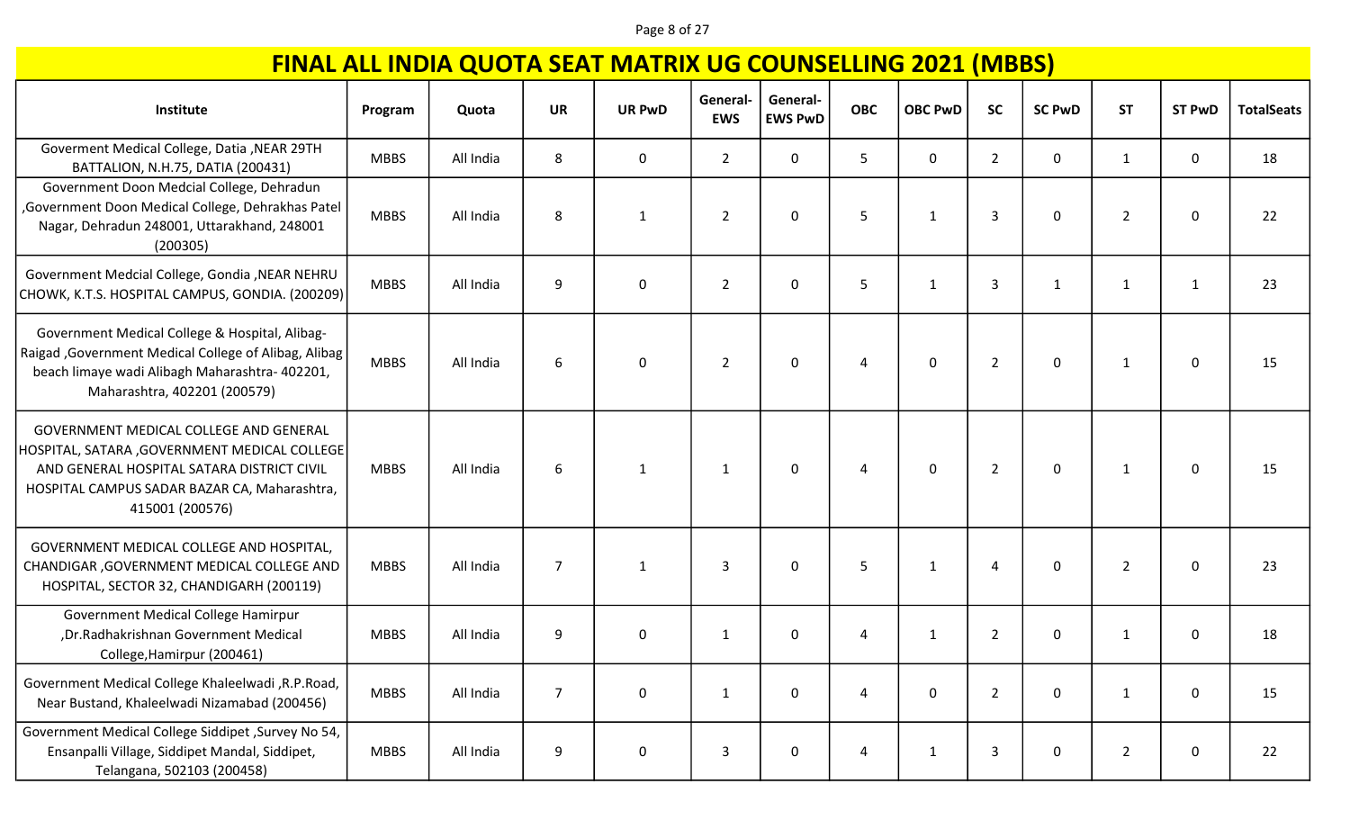# FINAL ALL INDIA QUOTA SEAT MATRIX UG COUNSELLING 2021 (MBBS)

| Institute | Program | Quota | UR | UR PwD | General-EWS | General-EWS PwD | OBC | OBC PwD | SC | SC PwD | ST | ST PwD | TotalSeats |
|---|---|---|---|---|---|---|---|---|---|---|---|---|---|
| Goverment Medical College, Datia ,NEAR 29TH BATTALION, N.H.75, DATIA (200431) | MBBS | All India | 8 | 0 | 2 | 0 | 5 | 0 | 2 | 0 | 1 | 0 | 18 |
| Government Doon Medcial College, Dehradun ,Government Doon Medical College, Dehrakhas Patel Nagar, Dehradun 248001, Uttarakhand, 248001 (200305) | MBBS | All India | 8 | 1 | 2 | 0 | 5 | 1 | 3 | 0 | 2 | 0 | 22 |
| Government Medcial College, Gondia ,NEAR NEHRU CHOWK, K.T.S. HOSPITAL CAMPUS, GONDIA. (200209) | MBBS | All India | 9 | 0 | 2 | 0 | 5 | 1 | 3 | 1 | 1 | 1 | 23 |
| Government Medical College & Hospital, Alibag-Raigad ,Government Medical College of Alibag, Alibag beach limaye wadi Alibagh Maharashtra- 402201, Maharashtra, 402201 (200579) | MBBS | All India | 6 | 0 | 2 | 0 | 4 | 0 | 2 | 0 | 1 | 0 | 15 |
| GOVERNMENT MEDICAL COLLEGE AND GENERAL HOSPITAL, SATARA ,GOVERNMENT MEDICAL COLLEGE AND GENERAL HOSPITAL SATARA DISTRICT CIVIL HOSPITAL CAMPUS SADAR BAZAR CA, Maharashtra, 415001 (200576) | MBBS | All India | 6 | 1 | 1 | 0 | 4 | 0 | 2 | 0 | 1 | 0 | 15 |
| GOVERNMENT MEDICAL COLLEGE AND HOSPITAL, CHANDIGAR ,GOVERNMENT MEDICAL COLLEGE AND HOSPITAL, SECTOR 32, CHANDIGARH (200119) | MBBS | All India | 7 | 1 | 3 | 0 | 5 | 1 | 4 | 0 | 2 | 0 | 23 |
| Government Medical College Hamirpur ,Dr.Radhakrishnan Government Medical College,Hamirpur (200461) | MBBS | All India | 9 | 0 | 1 | 0 | 4 | 1 | 2 | 0 | 1 | 0 | 18 |
| Government Medical College Khaleelwadi ,R.P.Road, Near Bustand, Khaleelwadi Nizamabad (200456) | MBBS | All India | 7 | 0 | 1 | 0 | 4 | 0 | 2 | 0 | 1 | 0 | 15 |
| Government Medical College Siddipet ,Survey No 54, Ensanpalli Village, Siddipet Mandal, Siddipet, Telangana, 502103 (200458) | MBBS | All India | 9 | 0 | 3 | 0 | 4 | 1 | 3 | 0 | 2 | 0 | 22 |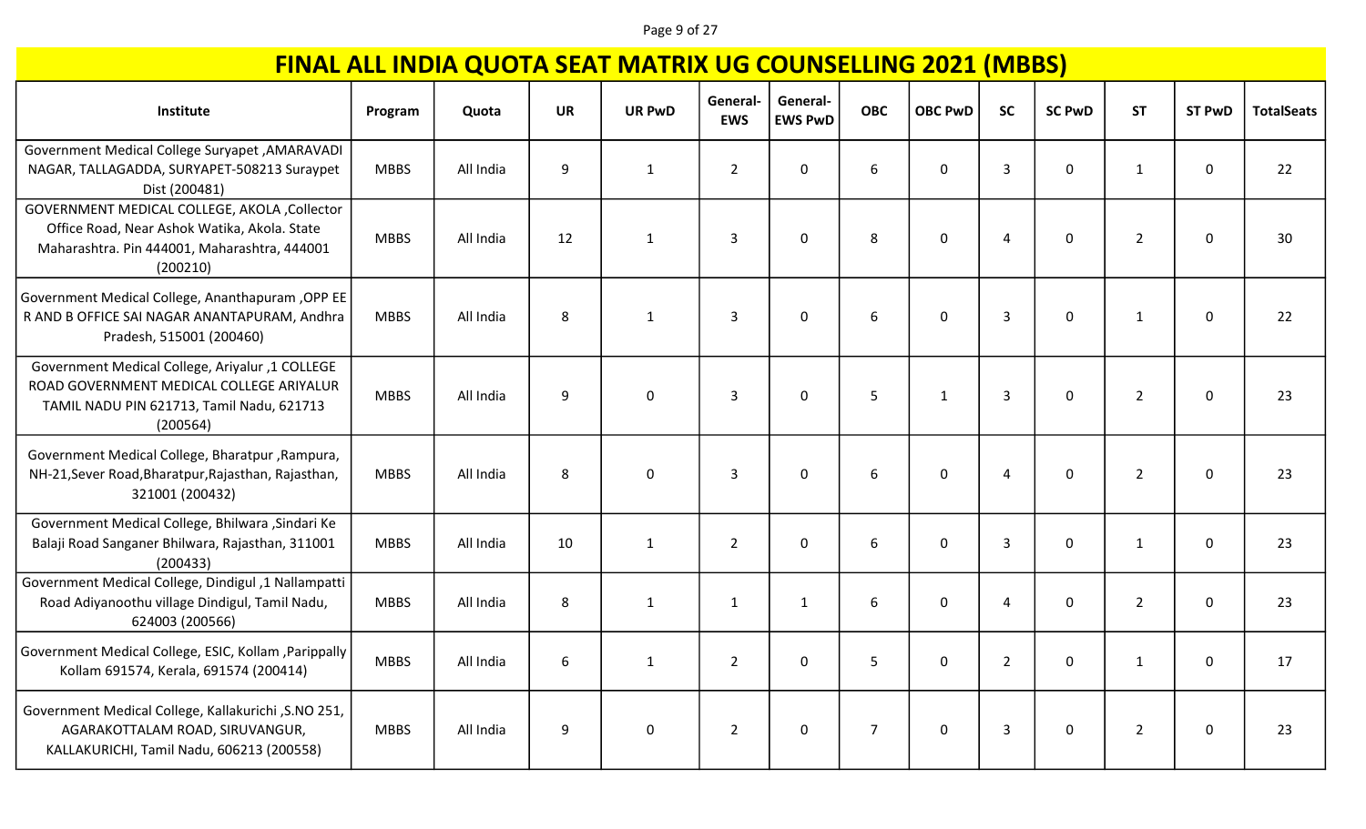# FINAL ALL INDIA QUOTA SEAT MATRIX UG COUNSELLING 2021 (MBBS)

| Institute | Program | Quota | UR | UR PwD | General-EWS | General-EWS PwD | OBC | OBC PwD | SC | SC PwD | ST | ST PwD | TotalSeats |
|---|---|---|---|---|---|---|---|---|---|---|---|---|---|
| Government Medical College Suryapet ,AMARAVADI NAGAR, TALLAGADDA, SURYAPET-508213 Suraypet Dist (200481) | MBBS | All India | 9 | 1 | 2 | 0 | 6 | 0 | 3 | 0 | 1 | 0 | 22 |
| GOVERNMENT MEDICAL COLLEGE, AKOLA ,Collector Office Road, Near Ashok Watika, Akola. State Maharashtra. Pin 444001, Maharashtra, 444001 (200210) | MBBS | All India | 12 | 1 | 3 | 0 | 8 | 0 | 4 | 0 | 2 | 0 | 30 |
| Government Medical College, Ananthapuram ,OPP EE R AND B OFFICE SAI NAGAR ANANTAPURAM, Andhra Pradesh, 515001 (200460) | MBBS | All India | 8 | 1 | 3 | 0 | 6 | 0 | 3 | 0 | 1 | 0 | 22 |
| Government Medical College, Ariyalur ,1 COLLEGE ROAD GOVERNMENT MEDICAL COLLEGE ARIYALUR TAMIL NADU PIN 621713, Tamil Nadu, 621713 (200564) | MBBS | All India | 9 | 0 | 3 | 0 | 5 | 1 | 3 | 0 | 2 | 0 | 23 |
| Government Medical College, Bharatpur ,Rampura, NH-21,Sever Road,Bharatpur,Rajasthan, Rajasthan, 321001 (200432) | MBBS | All India | 8 | 0 | 3 | 0 | 6 | 0 | 4 | 0 | 2 | 0 | 23 |
| Government Medical College, Bhilwara ,Sindari Ke Balaji Road Sanganer Bhilwara, Rajasthan, 311001 (200433) | MBBS | All India | 10 | 1 | 2 | 0 | 6 | 0 | 3 | 0 | 1 | 0 | 23 |
| Government Medical College, Dindigul ,1 Nallampatti Road Adiyanoothu village Dindigul, Tamil Nadu, 624003 (200566) | MBBS | All India | 8 | 1 | 1 | 1 | 6 | 0 | 4 | 0 | 2 | 0 | 23 |
| Government Medical College, ESIC, Kollam ,Parippally Kollam 691574, Kerala, 691574 (200414) | MBBS | All India | 6 | 1 | 2 | 0 | 5 | 0 | 2 | 0 | 1 | 0 | 17 |
| Government Medical College, Kallakurichi ,S.NO 251, AGARAKOTTALAM ROAD, SIRUVANGUR, KALLAKURICHI, Tamil Nadu, 606213 (200558) | MBBS | All India | 9 | 0 | 2 | 0 | 7 | 0 | 3 | 0 | 2 | 0 | 23 |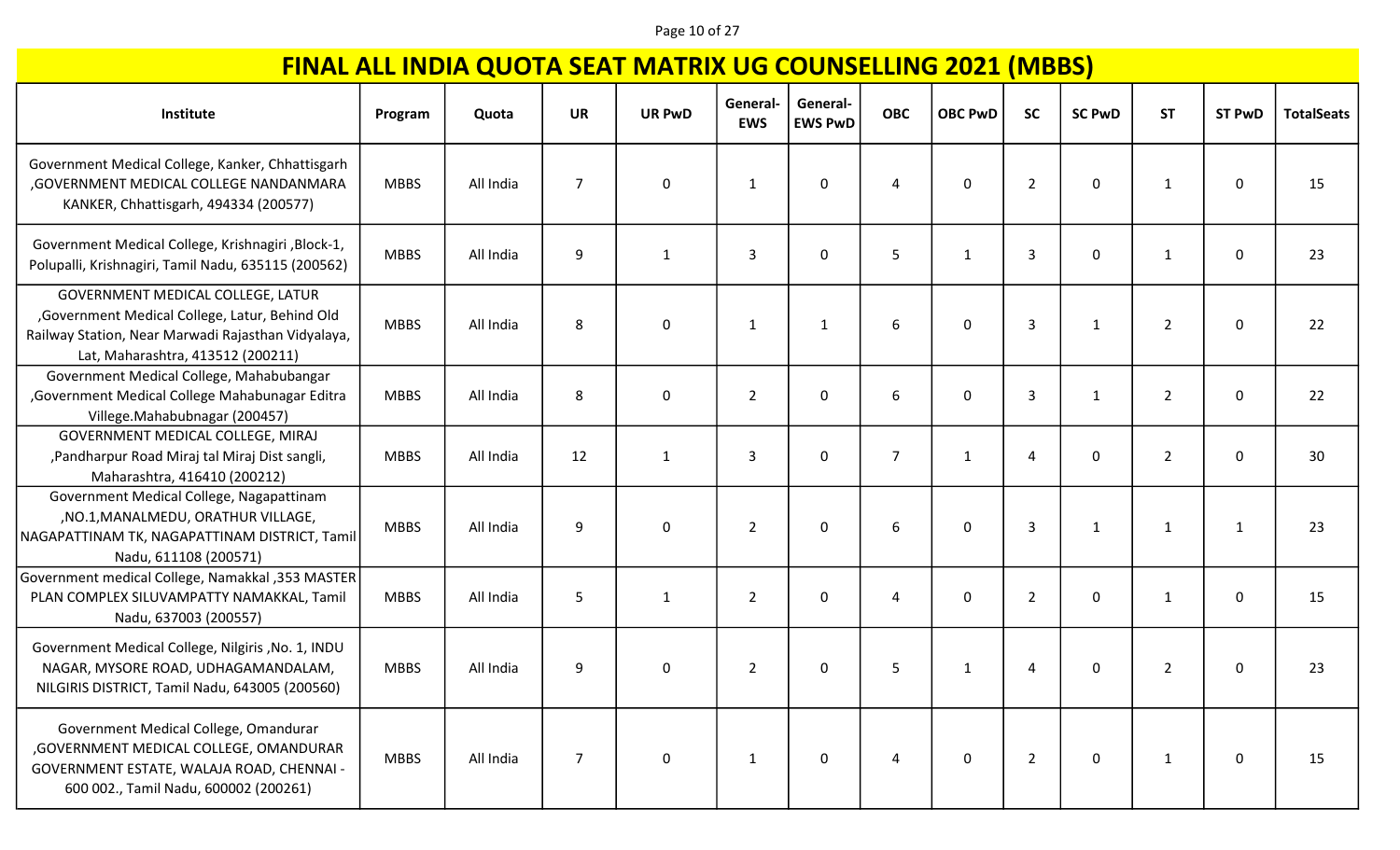# FINAL ALL INDIA QUOTA SEAT MATRIX UG COUNSELLING 2021 (MBBS)

| Institute | Program | Quota | UR | UR PwD | General-EWS | General-EWS PwD | OBC | OBC PwD | SC | SC PwD | ST | ST PwD | TotalSeats |
|---|---|---|---|---|---|---|---|---|---|---|---|---|---|
| Government Medical College, Kanker, Chhattisgarh ,GOVERNMENT MEDICAL COLLEGE NANDANMARA KANKER, Chhattisgarh, 494334 (200577) | MBBS | All India | 7 | 0 | 1 | 0 | 4 | 0 | 2 | 0 | 1 | 0 | 15 |
| Government Medical College, Krishnagiri ,Block-1, Polupalli, Krishnagiri, Tamil Nadu, 635115 (200562) | MBBS | All India | 9 | 1 | 3 | 0 | 5 | 1 | 3 | 0 | 1 | 0 | 23 |
| GOVERNMENT MEDICAL COLLEGE, LATUR ,Government Medical College, Latur, Behind Old Railway Station, Near Marwadi Rajasthan Vidyalaya, Lat, Maharashtra, 413512 (200211) | MBBS | All India | 8 | 0 | 1 | 1 | 6 | 0 | 3 | 1 | 2 | 0 | 22 |
| Government Medical College, Mahabubangar ,Government Medical College Mahabunagar Editra Villege.Mahabubnagar (200457) | MBBS | All India | 8 | 0 | 2 | 0 | 6 | 0 | 3 | 1 | 2 | 0 | 22 |
| GOVERNMENT MEDICAL COLLEGE, MIRAJ ,Pandharpur Road Miraj tal Miraj Dist sangli, Maharashtra, 416410 (200212) | MBBS | All India | 12 | 1 | 3 | 0 | 7 | 1 | 4 | 0 | 2 | 0 | 30 |
| Government Medical College, Nagapattinam ,NO.1,MANALMEDU, ORATHUR VILLAGE, NAGAPATTINAM TK, NAGAPATTINAM DISTRICT, Tamil Nadu, 611108 (200571) | MBBS | All India | 9 | 0 | 2 | 0 | 6 | 0 | 3 | 1 | 1 | 1 | 23 |
| Government medical College, Namakkal ,353 MASTER PLAN COMPLEX SILUVAMPATTY NAMAKKAL, Tamil Nadu, 637003 (200557) | MBBS | All India | 5 | 1 | 2 | 0 | 4 | 0 | 2 | 0 | 1 | 0 | 15 |
| Government Medical College, Nilgiris ,No. 1, INDU NAGAR, MYSORE ROAD, UDHAGAMANDALAM, NILGIRIS DISTRICT, Tamil Nadu, 643005 (200560) | MBBS | All India | 9 | 0 | 2 | 0 | 5 | 1 | 4 | 0 | 2 | 0 | 23 |
| Government Medical College, Omandurar ,GOVERNMENT MEDICAL COLLEGE, OMANDURAR GOVERNMENT ESTATE, WALAJA ROAD, CHENNAI - 600 002., Tamil Nadu, 600002 (200261) | MBBS | All India | 7 | 0 | 1 | 0 | 4 | 0 | 2 | 0 | 1 | 0 | 15 |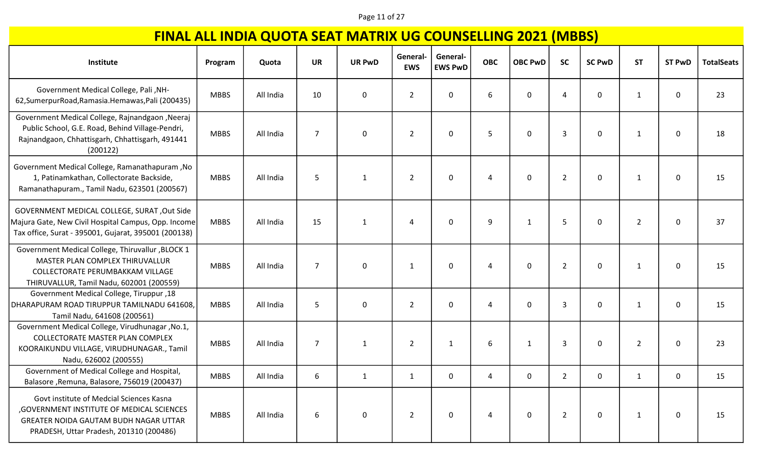# FINAL ALL INDIA QUOTA SEAT MATRIX UG COUNSELLING 2021 (MBBS)

| Institute | Program | Quota | UR | UR PwD | General-EWS | General-EWS PwD | OBC | OBC PwD | SC | SC PwD | ST | ST PwD | TotalSeats |
|---|---|---|---|---|---|---|---|---|---|---|---|---|---|
| Government Medical College, Pali ,NH-62,SumerpurRoad,Ramasia.Hemawas,Pali (200435) | MBBS | All India | 10 | 0 | 2 | 0 | 6 | 0 | 4 | 0 | 1 | 0 | 23 |
| Government Medical College, Rajnandgaon ,Neeraj Public School, G.E. Road, Behind Village-Pendri, Rajnandgaon, Chhattisgarh, Chhattisgarh, 491441 (200122) | MBBS | All India | 7 | 0 | 2 | 0 | 5 | 0 | 3 | 0 | 1 | 0 | 18 |
| Government Medical College, Ramanathapuram ,No 1, Patinamkathan, Collectorate Backside, Ramanathapuram., Tamil Nadu, 623501 (200567) | MBBS | All India | 5 | 1 | 2 | 0 | 4 | 0 | 2 | 0 | 1 | 0 | 15 |
| GOVERNMENT MEDICAL COLLEGE, SURAT ,Out Side Majura Gate, New Civil Hospital Campus, Opp. Income Tax office, Surat - 395001, Gujarat, 395001 (200138) | MBBS | All India | 15 | 1 | 4 | 0 | 9 | 1 | 5 | 0 | 2 | 0 | 37 |
| Government Medical College, Thiruvallur ,BLOCK 1 MASTER PLAN COMPLEX THIRUVALLUR COLLECTORATE PERUMBAKKAM VILLAGE THIRUVALLUR, Tamil Nadu, 602001 (200559) | MBBS | All India | 7 | 0 | 1 | 0 | 4 | 0 | 2 | 0 | 1 | 0 | 15 |
| Government Medical College, Tiruppur ,18 DHARAPURAM ROAD TIRUPPUR TAMILNADU 641608, Tamil Nadu, 641608 (200561) | MBBS | All India | 5 | 0 | 2 | 0 | 4 | 0 | 3 | 0 | 1 | 0 | 15 |
| Government Medical College, Virudhunagar ,No.1, COLLECTORATE MASTER PLAN COMPLEX KOORAIKUNDU VILLAGE, VIRUDHUNAGAR., Tamil Nadu, 626002 (200555) | MBBS | All India | 7 | 1 | 2 | 1 | 6 | 1 | 3 | 0 | 2 | 0 | 23 |
| Government of Medical College and Hospital, Balasore ,Remuna, Balasore, 756019 (200437) | MBBS | All India | 6 | 1 | 1 | 0 | 4 | 0 | 2 | 0 | 1 | 0 | 15 |
| Govt institute of Medcial Sciences Kasna ,GOVERNMENT INSTITUTE OF MEDICAL SCIENCES GREATER NOIDA GAUTAM BUDH NAGAR UTTAR PRADESH, Uttar Pradesh, 201310 (200486) | MBBS | All India | 6 | 0 | 2 | 0 | 4 | 0 | 2 | 0 | 1 | 0 | 15 |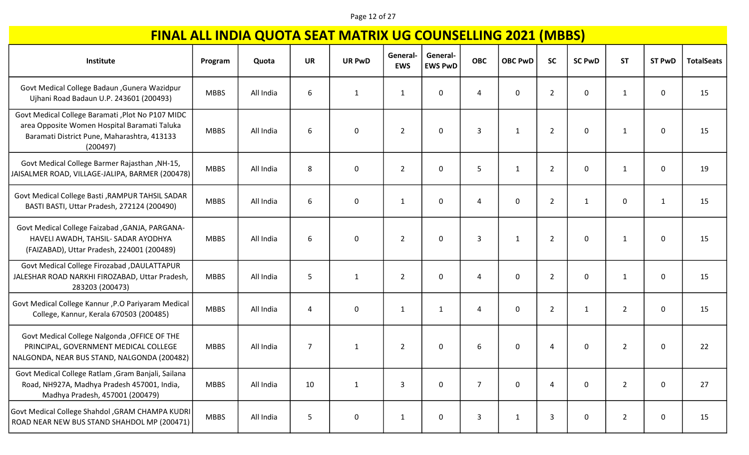# FINAL ALL INDIA QUOTA SEAT MATRIX UG COUNSELLING 2021 (MBBS)

| Institute | Program | Quota | UR | UR PwD | General-EWS | General-EWS PwD | OBC | OBC PwD | SC | SC PwD | ST | ST PwD | TotalSeats |
|---|---|---|---|---|---|---|---|---|---|---|---|---|---|
| Govt Medical College Badaun ,Gunera Wazidpur Ujhani Road Badaun U.P. 243601 (200493) | MBBS | All India | 6 | 1 | 1 | 0 | 4 | 0 | 2 | 0 | 1 | 0 | 15 |
| Govt Medical College Baramati ,Plot No P107 MIDC area Opposite Women Hospital Baramati Taluka Baramati District Pune, Maharashtra, 413133 (200497) | MBBS | All India | 6 | 0 | 2 | 0 | 3 | 1 | 2 | 0 | 1 | 0 | 15 |
| Govt Medical College Barmer Rajasthan ,NH-15, JAISALMER ROAD, VILLAGE-JALIPA, BARMER (200478) | MBBS | All India | 8 | 0 | 2 | 0 | 5 | 1 | 2 | 0 | 1 | 0 | 19 |
| Govt Medical College Basti ,RAMPUR TAHSIL SADAR BASTI BASTI, Uttar Pradesh, 272124 (200490) | MBBS | All India | 6 | 0 | 1 | 0 | 4 | 0 | 2 | 1 | 0 | 1 | 15 |
| Govt Medical College Faizabad ,GANJA, PARGANA-HAVELI AWADH, TAHSIL- SADAR AYODHYA (FAIZABAD), Uttar Pradesh, 224001 (200489) | MBBS | All India | 6 | 0 | 2 | 0 | 3 | 1 | 2 | 0 | 1 | 0 | 15 |
| Govt Medical College Firozabad ,DAULATTAPUR JALESHAR ROAD NARKHI FIROZABAD, Uttar Pradesh, 283203 (200473) | MBBS | All India | 5 | 1 | 2 | 0 | 4 | 0 | 2 | 0 | 1 | 0 | 15 |
| Govt Medical College Kannur ,P.O Pariyaram Medical College, Kannur, Kerala 670503 (200485) | MBBS | All India | 4 | 0 | 1 | 1 | 4 | 0 | 2 | 1 | 2 | 0 | 15 |
| Govt Medical College Nalgonda ,OFFICE OF THE PRINCIPAL, GOVERNMENT MEDICAL COLLEGE NALGONDA, NEAR BUS STAND, NALGONDA (200482) | MBBS | All India | 7 | 1 | 2 | 0 | 6 | 0 | 4 | 0 | 2 | 0 | 22 |
| Govt Medical College Ratlam ,Gram Banjali, Sailana Road, NH927A, Madhya Pradesh 457001, India, Madhya Pradesh, 457001 (200479) | MBBS | All India | 10 | 1 | 3 | 0 | 7 | 0 | 4 | 0 | 2 | 0 | 27 |
| Govt Medical College Shahdol ,GRAM CHAMPA KUDRI ROAD NEAR NEW BUS STAND SHAHDOL MP (200471) | MBBS | All India | 5 | 0 | 1 | 0 | 3 | 1 | 3 | 0 | 2 | 0 | 15 |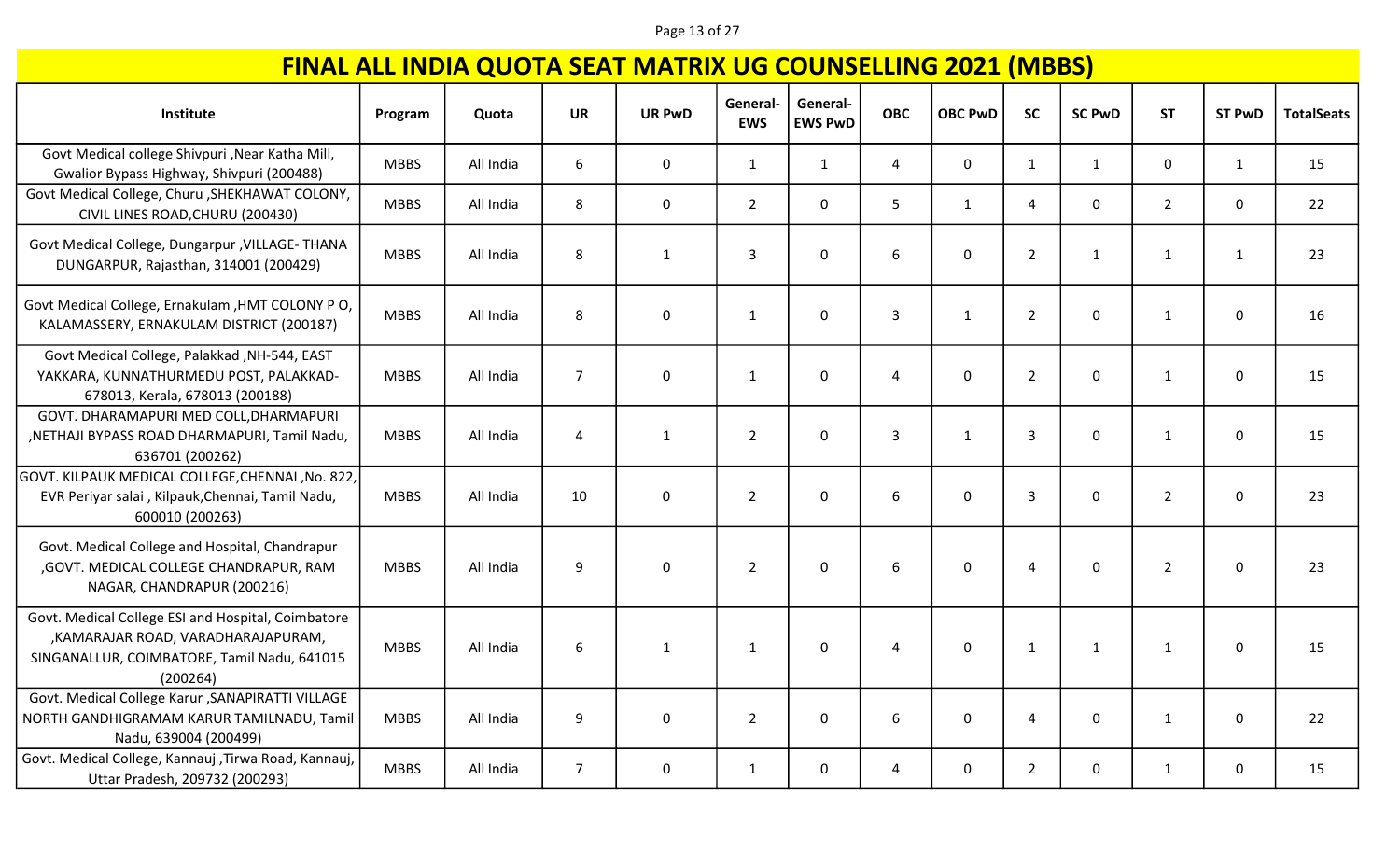# FINAL ALL INDIA QUOTA SEAT MATRIX UG COUNSELLING 2021 (MBBS)

| Institute | Program | Quota | UR | UR PwD | General-EWS | General-EWS PwD | OBC | OBC PwD | SC | SC PwD | ST | ST PwD | TotalSeats |
|---|---|---|---|---|---|---|---|---|---|---|---|---|---|
| Govt Medical college Shivpuri ,Near Katha Mill, Gwalior Bypass Highway, Shivpuri (200488) | MBBS | All India | 6 | 0 | 1 | 1 | 4 | 0 | 1 | 1 | 0 | 1 | 15 |
| Govt Medical College, Churu ,SHEKHAWAT COLONY, CIVIL LINES ROAD,CHURU (200430) | MBBS | All India | 8 | 0 | 2 | 0 | 5 | 1 | 4 | 0 | 2 | 0 | 22 |
| Govt Medical College, Dungarpur ,VILLAGE- THANA DUNGARPUR, Rajasthan, 314001 (200429) | MBBS | All India | 8 | 1 | 3 | 0 | 6 | 0 | 2 | 1 | 1 | 1 | 23 |
| Govt Medical College, Ernakulam ,HMT COLONY P O, KALAMASSERY, ERNAKULAM DISTRICT (200187) | MBBS | All India | 8 | 0 | 1 | 0 | 3 | 1 | 2 | 0 | 1 | 0 | 16 |
| Govt Medical College, Palakkad ,NH-544, EAST YAKKARA, KUNNATHURMEDU POST, PALAKKAD-678013, Kerala, 678013 (200188) | MBBS | All India | 7 | 0 | 1 | 0 | 4 | 0 | 2 | 0 | 1 | 0 | 15 |
| GOVT. DHARAMAPURI MED COLL,DHARMAPURI ,NETHAJI BYPASS ROAD DHARMAPURI, Tamil Nadu, 636701 (200262) | MBBS | All India | 4 | 1 | 2 | 0 | 3 | 1 | 3 | 0 | 1 | 0 | 15 |
| GOVT. KILPAUK MEDICAL COLLEGE,CHENNAI ,No. 822, EVR Periyar salai , Kilpauk,Chennai, Tamil Nadu, 600010 (200263) | MBBS | All India | 10 | 0 | 2 | 0 | 6 | 0 | 3 | 0 | 2 | 0 | 23 |
| Govt. Medical College and Hospital, Chandrapur ,GOVT. MEDICAL COLLEGE CHANDRAPUR, RAM NAGAR, CHANDRAPUR (200216) | MBBS | All India | 9 | 0 | 2 | 0 | 6 | 0 | 4 | 0 | 2 | 0 | 23 |
| Govt. Medical College ESI and Hospital, Coimbatore ,KAMARAJAR ROAD, VARADHARAJAPURAM, SINGANALLUR, COIMBATORE, Tamil Nadu, 641015 (200264) | MBBS | All India | 6 | 1 | 1 | 0 | 4 | 0 | 1 | 1 | 1 | 0 | 15 |
| Govt. Medical College Karur ,SANAPIRATTI VILLAGE NORTH GANDHIGRAMAM KARUR TAMILNADU, Tamil Nadu, 639004 (200499) | MBBS | All India | 9 | 0 | 2 | 0 | 6 | 0 | 4 | 0 | 1 | 0 | 22 |
| Govt. Medical College, Kannauj ,Tirwa Road, Kannauj, Uttar Pradesh, 209732 (200293) | MBBS | All India | 7 | 0 | 1 | 0 | 4 | 0 | 2 | 0 | 1 | 0 | 15 |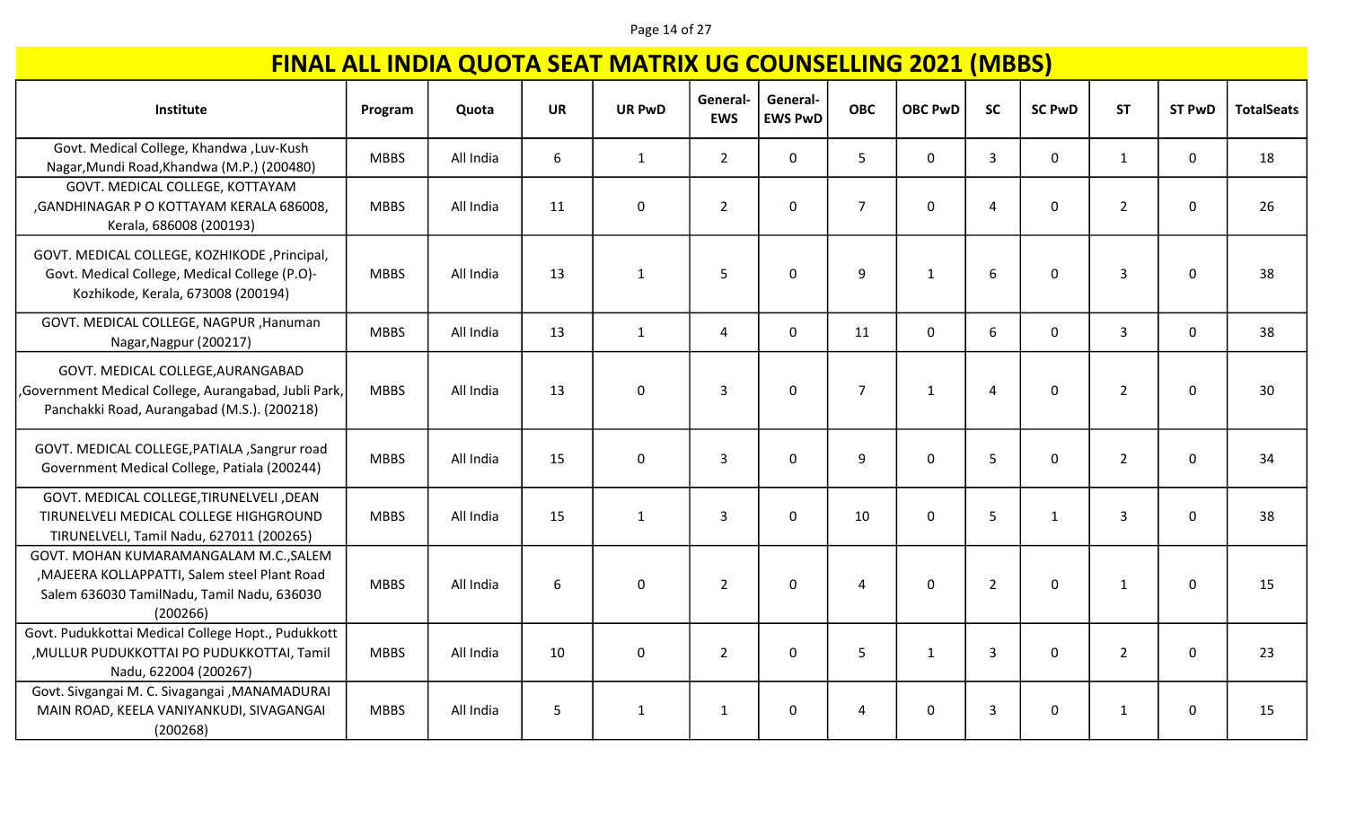# FINAL ALL INDIA QUOTA SEAT MATRIX UG COUNSELLING 2021 (MBBS)

| Institute | Program | Quota | UR | UR PwD | General-EWS | General-EWS PwD | OBC | OBC PwD | SC | SC PwD | ST | ST PwD | TotalSeats |
|---|---|---|---|---|---|---|---|---|---|---|---|---|---|
| Govt. Medical College, Khandwa ,Luv-Kush Nagar,Mundi Road,Khandwa (M.P.) (200480) | MBBS | All India | 6 | 1 | 2 | 0 | 5 | 0 | 3 | 0 | 1 | 0 | 18 |
| GOVT. MEDICAL COLLEGE, KOTTAYAM ,GANDHINAGAR P O KOTTAYAM KERALA 686008, Kerala, 686008 (200193) | MBBS | All India | 11 | 0 | 2 | 0 | 7 | 0 | 4 | 0 | 2 | 0 | 26 |
| GOVT. MEDICAL COLLEGE, KOZHIKODE ,Principal, Govt. Medical College, Medical College (P.O)-Kozhikode, Kerala, 673008 (200194) | MBBS | All India | 13 | 1 | 5 | 0 | 9 | 1 | 6 | 0 | 3 | 0 | 38 |
| GOVT. MEDICAL COLLEGE, NAGPUR ,Hanuman Nagar,Nagpur (200217) | MBBS | All India | 13 | 1 | 4 | 0 | 11 | 0 | 6 | 0 | 3 | 0 | 38 |
| GOVT. MEDICAL COLLEGE,AURANGABAD ,Government Medical College, Aurangabad, Jubli Park, Panchakki Road, Aurangabad (M.S.). (200218) | MBBS | All India | 13 | 0 | 3 | 0 | 7 | 1 | 4 | 0 | 2 | 0 | 30 |
| GOVT. MEDICAL COLLEGE,PATIALA ,Sangrur road Government Medical College, Patiala (200244) | MBBS | All India | 15 | 0 | 3 | 0 | 9 | 0 | 5 | 0 | 2 | 0 | 34 |
| GOVT. MEDICAL COLLEGE,TIRUNELVELI ,DEAN TIRUNELVELI MEDICAL COLLEGE HIGHGROUND TIRUNELVELI, Tamil Nadu, 627011 (200265) | MBBS | All India | 15 | 1 | 3 | 0 | 10 | 0 | 5 | 1 | 3 | 0 | 38 |
| GOVT. MOHAN KUMARAMANGALAM M.C.,SALEM ,MAJEERA KOLLAPPATTI, Salem steel Plant Road Salem 636030 TamilNadu, Tamil Nadu, 636030 (200266) | MBBS | All India | 6 | 0 | 2 | 0 | 4 | 0 | 2 | 0 | 1 | 0 | 15 |
| Govt. Pudukkottai Medical College Hopt., Pudukkott ,MULLUR PUDUKKOTTAI PO PUDUKKOTTAI, Tamil Nadu, 622004 (200267) | MBBS | All India | 10 | 0 | 2 | 0 | 5 | 1 | 3 | 0 | 2 | 0 | 23 |
| Govt. Sivgangai M. C. Sivagangai ,MANAMADURAI MAIN ROAD, KEELA VANIYANKUDI, SIVAGANGAI (200268) | MBBS | All India | 5 | 1 | 1 | 0 | 4 | 0 | 3 | 0 | 1 | 0 | 15 |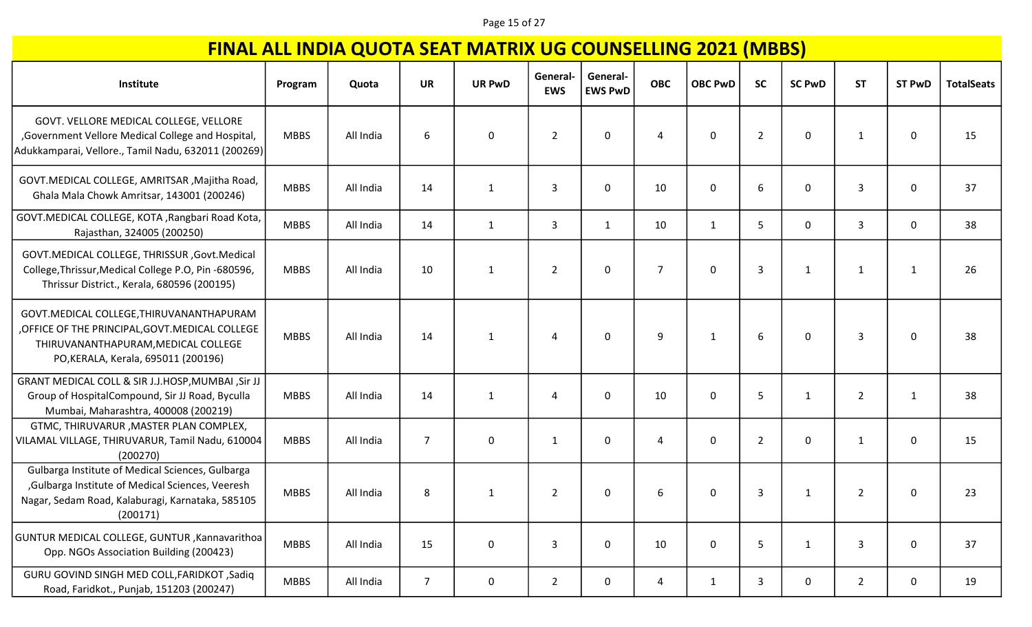# FINAL ALL INDIA QUOTA SEAT MATRIX UG COUNSELLING 2021 (MBBS)

| Institute | Program | Quota | UR | UR PwD | General-EWS | General-EWS PwD | OBC | OBC PwD | SC | SC PwD | ST | ST PwD | TotalSeats |
|---|---|---|---|---|---|---|---|---|---|---|---|---|---|
| GOVT. VELLORE MEDICAL COLLEGE, VELLORE ,Government Vellore Medical College and Hospital, Adukkamparai, Vellore., Tamil Nadu, 632011 (200269) | MBBS | All India | 6 | 0 | 2 | 0 | 4 | 0 | 2 | 0 | 1 | 0 | 15 |
| GOVT.MEDICAL COLLEGE, AMRITSAR ,Majitha Road, Ghala Mala Chowk Amritsar, 143001 (200246) | MBBS | All India | 14 | 1 | 3 | 0 | 10 | 0 | 6 | 0 | 3 | 0 | 37 |
| GOVT.MEDICAL COLLEGE, KOTA ,Rangbari Road Kota, Rajasthan, 324005 (200250) | MBBS | All India | 14 | 1 | 3 | 1 | 10 | 1 | 5 | 0 | 3 | 0 | 38 |
| GOVT.MEDICAL COLLEGE, THRISSUR ,Govt.Medical College,Thrissur,Medical College P.O, Pin -680596, Thrissur District., Kerala, 680596 (200195) | MBBS | All India | 10 | 1 | 2 | 0 | 7 | 0 | 3 | 1 | 1 | 1 | 26 |
| GOVT.MEDICAL COLLEGE,THIRUVANANTHAPURAM ,OFFICE OF THE PRINCIPAL,GOVT.MEDICAL COLLEGE THIRUVANANTHAPURAM,MEDICAL COLLEGE PO,KERALA, Kerala, 695011 (200196) | MBBS | All India | 14 | 1 | 4 | 0 | 9 | 1 | 6 | 0 | 3 | 0 | 38 |
| GRANT MEDICAL COLL & SIR J.J.HOSP,MUMBAI ,Sir JJ Group of HospitalCompound, Sir JJ Road, Byculla Mumbai, Maharashtra, 400008 (200219) | MBBS | All India | 14 | 1 | 4 | 0 | 10 | 0 | 5 | 1 | 2 | 1 | 38 |
| GTMC, THIRUVARUR ,MASTER PLAN COMPLEX, VILAMAL VILLAGE, THIRUVARUR, Tamil Nadu, 610004 (200270) | MBBS | All India | 7 | 0 | 1 | 0 | 4 | 0 | 2 | 0 | 1 | 0 | 15 |
| Gulbarga Institute of Medical Sciences, Gulbarga ,Gulbarga Institute of Medical Sciences, Veeresh Nagar, Sedam Road, Kalaburagi, Karnataka, 585105 (200171) | MBBS | All India | 8 | 1 | 2 | 0 | 6 | 0 | 3 | 1 | 2 | 0 | 23 |
| GUNTUR MEDICAL COLLEGE, GUNTUR ,Kannavarithoa Opp. NGOs Association Building (200423) | MBBS | All India | 15 | 0 | 3 | 0 | 10 | 0 | 5 | 1 | 3 | 0 | 37 |
| GURU GOVIND SINGH MED COLL,FARIDKOT ,Sadiq Road, Faridkot., Punjab, 151203 (200247) | MBBS | All India | 7 | 0 | 2 | 0 | 4 | 1 | 3 | 0 | 2 | 0 | 19 |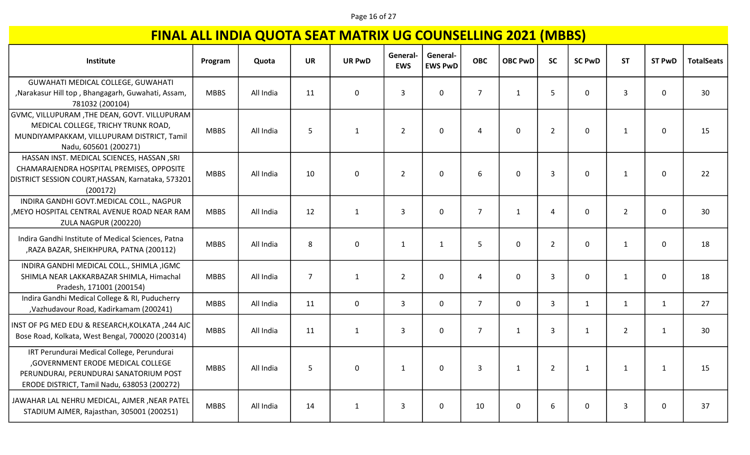# FINAL ALL INDIA QUOTA SEAT MATRIX UG COUNSELLING 2021 (MBBS)

| Institute | Program | Quota | UR | UR PwD | General-EWS | General-EWS PwD | OBC | OBC PwD | SC | SC PwD | ST | ST PwD | TotalSeats |
|---|---|---|---|---|---|---|---|---|---|---|---|---|---|
| GUWAHATI MEDICAL COLLEGE, GUWAHATI ,Narakasur Hill top , Bhangagarh, Guwahati, Assam, 781032 (200104) | MBBS | All India | 11 | 0 | 3 | 0 | 7 | 1 | 5 | 0 | 3 | 0 | 30 |
| GVMC, VILLUPURAM ,THE DEAN, GOVT. VILLUPURAM MEDICAL COLLEGE, TRICHY TRUNK ROAD, MUNDIYAMPAKKAM, VILLUPURAM DISTRICT, Tamil Nadu, 605601 (200271) | MBBS | All India | 5 | 1 | 2 | 0 | 4 | 0 | 2 | 0 | 1 | 0 | 15 |
| HASSAN INST. MEDICAL SCIENCES, HASSAN ,SRI CHAMARAJENDRA HOSPITAL PREMISES, OPPOSITE DISTRICT SESSION COURT,HASSAN, Karnataka, 573201 (200172) | MBBS | All India | 10 | 0 | 2 | 0 | 6 | 0 | 3 | 0 | 1 | 0 | 22 |
| INDIRA GANDHI GOVT.MEDICAL COLL., NAGPUR ,MEYO HOSPITAL CENTRAL AVENUE ROAD NEAR RAM ZULA NAGPUR (200220) | MBBS | All India | 12 | 1 | 3 | 0 | 7 | 1 | 4 | 0 | 2 | 0 | 30 |
| Indira Gandhi Institute of Medical Sciences, Patna ,RAZA BAZAR, SHEIKHPURA, PATNA (200112) | MBBS | All India | 8 | 0 | 1 | 1 | 5 | 0 | 2 | 0 | 1 | 0 | 18 |
| INDIRA GANDHI MEDICAL COLL., SHIMLA ,IGMC SHIMLA NEAR LAKKARBAZAR SHIMLA, Himachal Pradesh, 171001 (200154) | MBBS | All India | 7 | 1 | 2 | 0 | 4 | 0 | 3 | 0 | 1 | 0 | 18 |
| Indira Gandhi Medical College & RI, Puducherry ,Vazhudavour Road, Kadirkamam (200241) | MBBS | All India | 11 | 0 | 3 | 0 | 7 | 0 | 3 | 1 | 1 | 1 | 27 |
| INST OF PG MED EDU & RESEARCH,KOLKATA ,244 AJC Bose Road, Kolkata, West Bengal, 700020 (200314) | MBBS | All India | 11 | 1 | 3 | 0 | 7 | 1 | 3 | 1 | 2 | 1 | 30 |
| IRT Perundurai Medical College, Perundurai ,GOVERNMENT ERODE MEDICAL COLLEGE PERUNDURAI, PERUNDURAI SANATORIUM POST ERODE DISTRICT, Tamil Nadu, 638053 (200272) | MBBS | All India | 5 | 0 | 1 | 0 | 3 | 1 | 2 | 1 | 1 | 1 | 15 |
| JAWAHAR LAL NEHRU MEDICAL, AJMER ,NEAR PATEL STADIUM AJMER, Rajasthan, 305001 (200251) | MBBS | All India | 14 | 1 | 3 | 0 | 10 | 0 | 6 | 0 | 3 | 0 | 37 |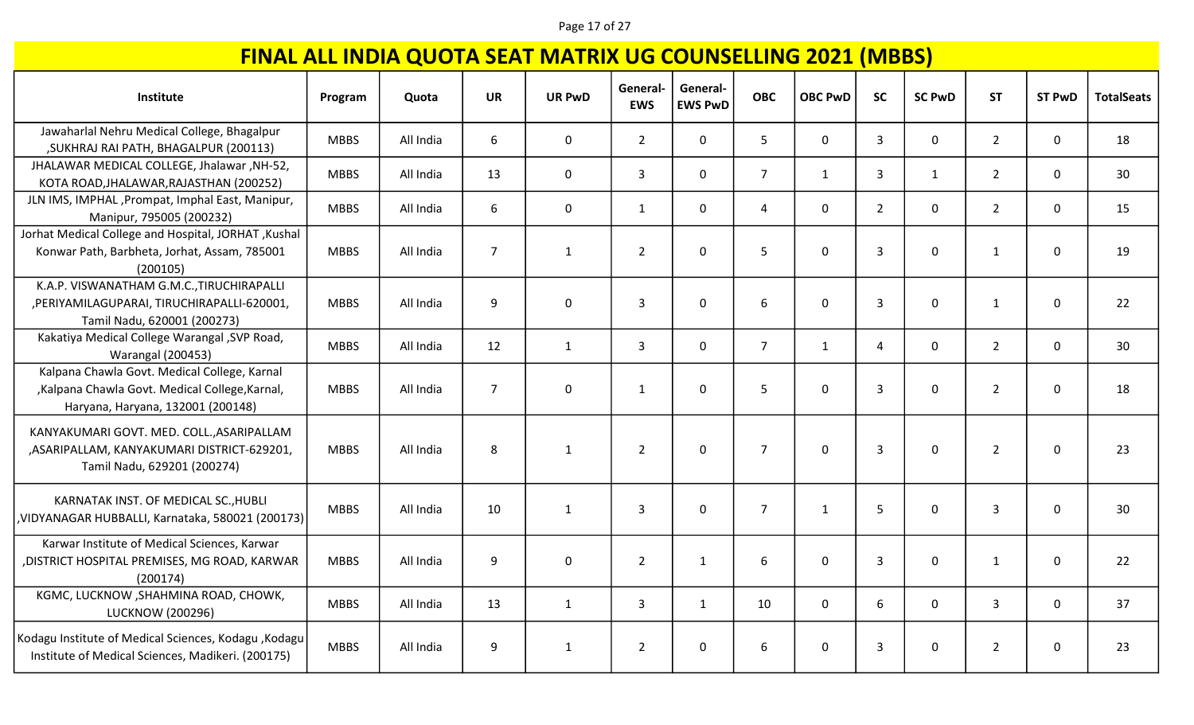# FINAL ALL INDIA QUOTA SEAT MATRIX UG COUNSELLING 2021 (MBBS)

| Institute | Program | Quota | UR | UR PwD | General-EWS | General-EWS PwD | OBC | OBC PwD | SC | SC PwD | ST | ST PwD | TotalSeats |
|---|---|---|---|---|---|---|---|---|---|---|---|---|---|
| Jawaharlal Nehru Medical College, Bhagalpur ,SUKHRAJ RAI PATH, BHAGALPUR (200113) | MBBS | All India | 6 | 0 | 2 | 0 | 5 | 0 | 3 | 0 | 2 | 0 | 18 |
| JHALAWAR MEDICAL COLLEGE, Jhalawar ,NH-52, KOTA ROAD,JHALAWAR,RAJASTHAN (200252) | MBBS | All India | 13 | 0 | 3 | 0 | 7 | 1 | 3 | 1 | 2 | 0 | 30 |
| JLN IMS, IMPHAL ,Prompat, Imphal East, Manipur, Manipur, 795005 (200232) | MBBS | All India | 6 | 0 | 1 | 0 | 4 | 0 | 2 | 0 | 2 | 0 | 15 |
| Jorhat Medical College and Hospital, JORHAT ,Kushal Konwar Path, Barbheta, Jorhat, Assam, 785001 (200105) | MBBS | All India | 7 | 1 | 2 | 0 | 5 | 0 | 3 | 0 | 1 | 0 | 19 |
| K.A.P. VISWANATHAM G.M.C.,TIRUCHIRAPALLI ,PERIYAMILAGUPARAI, TIRUCHIRAPALLI-620001, Tamil Nadu, 620001 (200273) | MBBS | All India | 9 | 0 | 3 | 0 | 6 | 0 | 3 | 0 | 1 | 0 | 22 |
| Kakatiya Medical College Warangal ,SVP Road, Warangal (200453) | MBBS | All India | 12 | 1 | 3 | 0 | 7 | 1 | 4 | 0 | 2 | 0 | 30 |
| Kalpana Chawla Govt. Medical College, Karnal ,Kalpana Chawla Govt. Medical College,Karnal, Haryana, Haryana, 132001 (200148) | MBBS | All India | 7 | 0 | 1 | 0 | 5 | 0 | 3 | 0 | 2 | 0 | 18 |
| KANYAKUMARI GOVT. MED. COLL.,ASARIPALLAM ,ASARIPALLAM, KANYAKUMARI DISTRICT-629201, Tamil Nadu, 629201 (200274) | MBBS | All India | 8 | 1 | 2 | 0 | 7 | 0 | 3 | 0 | 2 | 0 | 23 |
| KARNATAK INST. OF MEDICAL SC.,HUBLI ,VIDYANAGAR HUBBALLI, Karnataka, 580021 (200173) | MBBS | All India | 10 | 1 | 3 | 0 | 7 | 1 | 5 | 0 | 3 | 0 | 30 |
| Karwar Institute of Medical Sciences, Karwar ,DISTRICT HOSPITAL PREMISES, MG ROAD, KARWAR (200174) | MBBS | All India | 9 | 0 | 2 | 1 | 6 | 0 | 3 | 0 | 1 | 0 | 22 |
| KGMC, LUCKNOW ,SHAHMINA ROAD, CHOWK, LUCKNOW (200296) | MBBS | All India | 13 | 1 | 3 | 1 | 10 | 0 | 6 | 0 | 3 | 0 | 37 |
| Kodagu Institute of Medical Sciences, Kodagu ,Kodagu Institute of Medical Sciences, Madikeri. (200175) | MBBS | All India | 9 | 1 | 2 | 0 | 6 | 0 | 3 | 0 | 2 | 0 | 23 |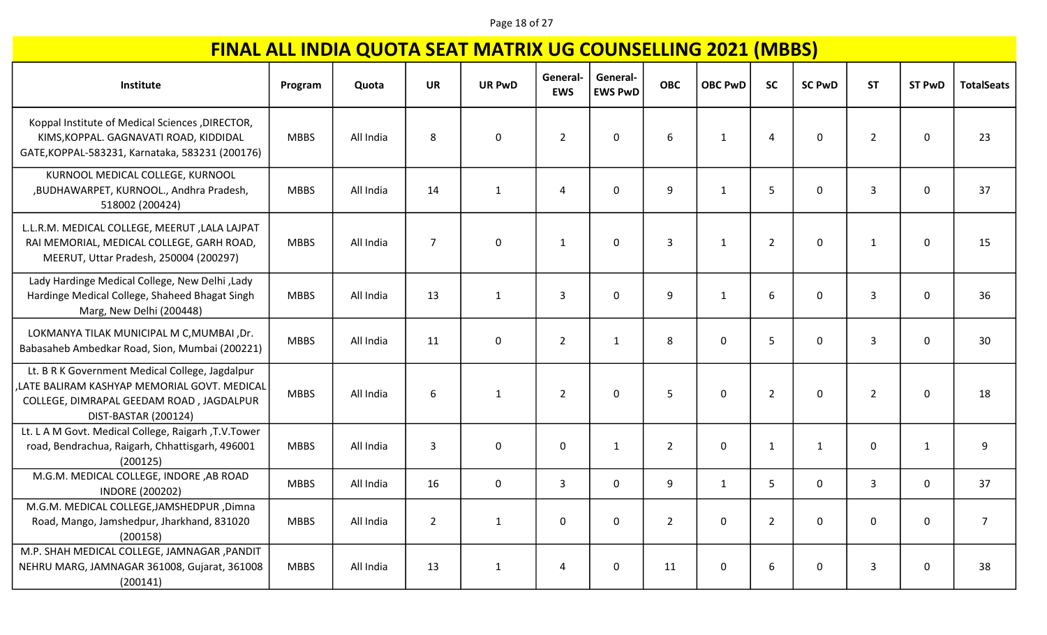# FINAL ALL INDIA QUOTA SEAT MATRIX UG COUNSELLING 2021 (MBBS)

| Institute | Program | Quota | UR | UR PwD | General-EWS | General-EWS PwD | OBC | OBC PwD | SC | SC PwD | ST | ST PwD | TotalSeats |
|---|---|---|---|---|---|---|---|---|---|---|---|---|---|
| Koppal Institute of Medical Sciences ,DIRECTOR, KIMS,KOPPAL. GAGNAVATI ROAD, KIDDIDAL GATE,KOPPAL-583231, Karnataka, 583231 (200176) | MBBS | All India | 8 | 0 | 2 | 0 | 6 | 1 | 4 | 0 | 2 | 0 | 23 |
| KURNOOL MEDICAL COLLEGE, KURNOOL ,BUDHAWARPET, KURNOOL., Andhra Pradesh, 518002 (200424) | MBBS | All India | 14 | 1 | 4 | 0 | 9 | 1 | 5 | 0 | 3 | 0 | 37 |
| L.L.R.M. MEDICAL COLLEGE, MEERUT ,LALA LAJPAT RAI MEMORIAL, MEDICAL COLLEGE, GARH ROAD, MEERUT, Uttar Pradesh, 250004 (200297) | MBBS | All India | 7 | 0 | 1 | 0 | 3 | 1 | 2 | 0 | 1 | 0 | 15 |
| Lady Hardinge Medical College, New Delhi ,Lady Hardinge Medical College, Shaheed Bhagat Singh Marg, New Delhi (200448) | MBBS | All India | 13 | 1 | 3 | 0 | 9 | 1 | 6 | 0 | 3 | 0 | 36 |
| LOKMANYA TILAK MUNICIPAL M C,MUMBAI ,Dr. Babasaheb Ambedkar Road, Sion, Mumbai (200221) | MBBS | All India | 11 | 0 | 2 | 1 | 8 | 0 | 5 | 0 | 3 | 0 | 30 |
| Lt. B R K Government Medical College, Jagdalpur ,LATE BALIRAM KASHYAP MEMORIAL GOVT. MEDICAL COLLEGE, DIMRAPAL GEEDAM ROAD , JAGDALPUR DIST-BASTAR (200124) | MBBS | All India | 6 | 1 | 2 | 0 | 5 | 0 | 2 | 0 | 2 | 0 | 18 |
| Lt. L A M Govt. Medical College, Raigarh ,T.V.Tower road, Bendrachua, Raigarh, Chhattisgarh, 496001 (200125) | MBBS | All India | 3 | 0 | 0 | 1 | 2 | 0 | 1 | 1 | 0 | 1 | 9 |
| M.G.M. MEDICAL COLLEGE, INDORE ,AB ROAD INDORE (200202) | MBBS | All India | 16 | 0 | 3 | 0 | 9 | 1 | 5 | 0 | 3 | 0 | 37 |
| M.G.M. MEDICAL COLLEGE,JAMSHEDPUR ,Dimna Road, Mango, Jamshedpur, Jharkhand, 831020 (200158) | MBBS | All India | 2 | 1 | 0 | 0 | 2 | 0 | 2 | 0 | 0 | 0 | 7 |
| M.P. SHAH MEDICAL COLLEGE, JAMNAGAR ,PANDIT NEHRU MARG, JAMNAGAR 361008, Gujarat, 361008 (200141) | MBBS | All India | 13 | 1 | 4 | 0 | 11 | 0 | 6 | 0 | 3 | 0 | 38 |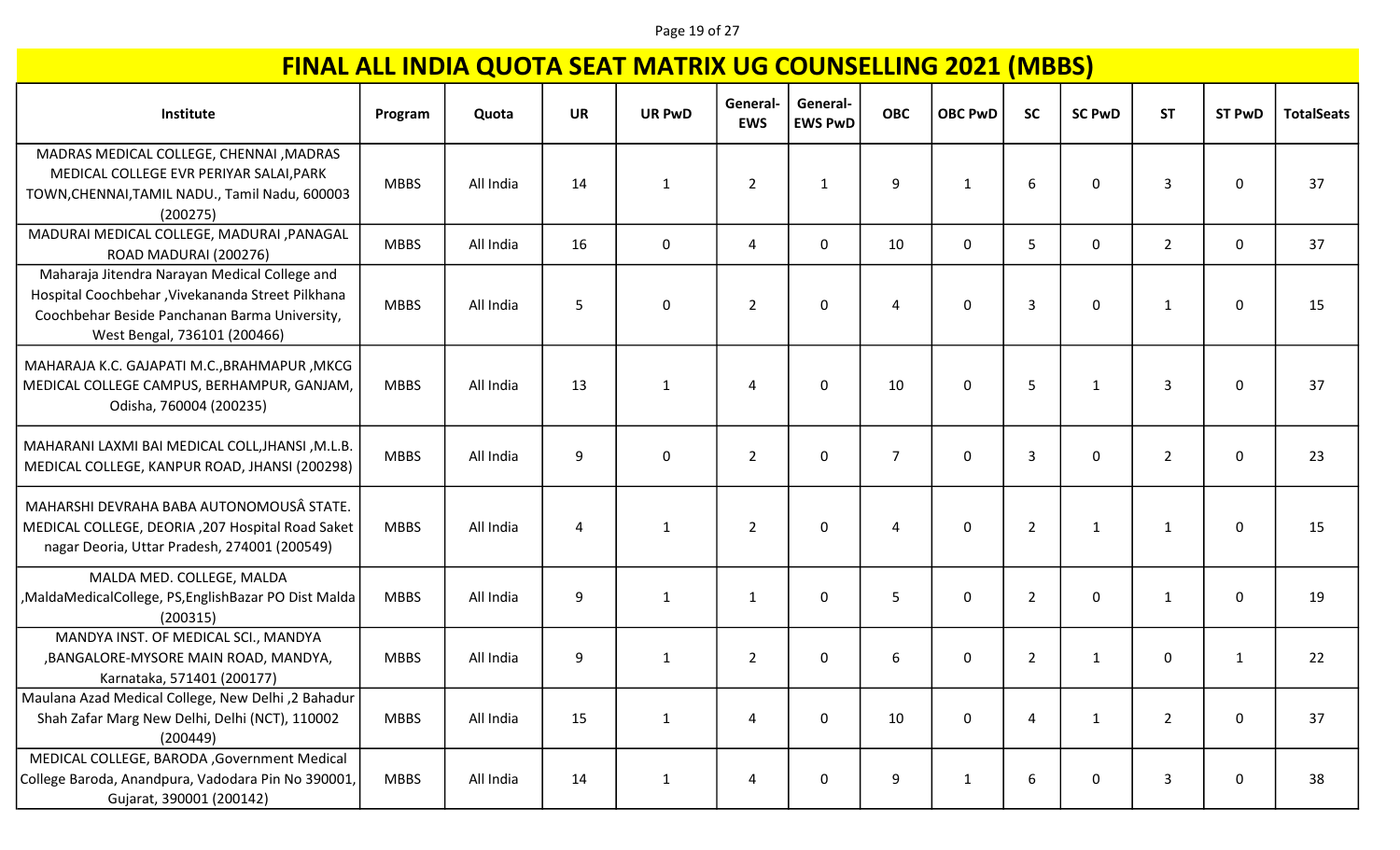# FINAL ALL INDIA QUOTA SEAT MATRIX UG COUNSELLING 2021 (MBBS)

| Institute | Program | Quota | UR | UR PwD | General-EWS | General-EWS PwD | OBC | OBC PwD | SC | SC PwD | ST | ST PwD | TotalSeats |
|---|---|---|---|---|---|---|---|---|---|---|---|---|---|
| MADRAS MEDICAL COLLEGE, CHENNAI ,MADRAS MEDICAL COLLEGE EVR PERIYAR SALAI,PARK TOWN,CHENNAI,TAMIL NADU., Tamil Nadu, 600003 (200275) | MBBS | All India | 14 | 1 | 2 | 1 | 9 | 1 | 6 | 0 | 3 | 0 | 37 |
| MADURAI MEDICAL COLLEGE, MADURAI ,PANAGAL ROAD MADURAI (200276) | MBBS | All India | 16 | 0 | 4 | 0 | 10 | 0 | 5 | 0 | 2 | 0 | 37 |
| Maharaja Jitendra Narayan Medical College and Hospital Coochbehar ,Vivekananda Street Pilkhana Coochbehar Beside Panchanan Barma University, West Bengal, 736101 (200466) | MBBS | All India | 5 | 0 | 2 | 0 | 4 | 0 | 3 | 0 | 1 | 0 | 15 |
| MAHARAJA K.C. GAJAPATI M.C.,BRAHMAPUR ,MKCG MEDICAL COLLEGE CAMPUS, BERHAMPUR, GANJAM, Odisha, 760004 (200235) | MBBS | All India | 13 | 1 | 4 | 0 | 10 | 0 | 5 | 1 | 3 | 0 | 37 |
| MAHARANI LAXMI BAI MEDICAL COLL,JHANSI ,M.L.B. MEDICAL COLLEGE, KANPUR ROAD, JHANSI (200298) | MBBS | All India | 9 | 0 | 2 | 0 | 7 | 0 | 3 | 0 | 2 | 0 | 23 |
| MAHARSHI DEVRAHA BABA AUTONOMOUSÂ STATE. MEDICAL COLLEGE, DEORIA ,207 Hospital Road Saket nagar Deoria, Uttar Pradesh, 274001 (200549) | MBBS | All India | 4 | 1 | 2 | 0 | 4 | 0 | 2 | 1 | 1 | 0 | 15 |
| MALDA MED. COLLEGE, MALDA ,MaldaMedicalCollege, PS,EnglishBazar PO Dist Malda (200315) | MBBS | All India | 9 | 1 | 1 | 0 | 5 | 0 | 2 | 0 | 1 | 0 | 19 |
| MANDYA INST. OF MEDICAL SCI., MANDYA ,BANGALORE-MYSORE MAIN ROAD, MANDYA, Karnataka, 571401 (200177) | MBBS | All India | 9 | 1 | 2 | 0 | 6 | 0 | 2 | 1 | 0 | 1 | 22 |
| Maulana Azad Medical College, New Delhi ,2 Bahadur Shah Zafar Marg New Delhi, Delhi (NCT), 110002 (200449) | MBBS | All India | 15 | 1 | 4 | 0 | 10 | 0 | 4 | 1 | 2 | 0 | 37 |
| MEDICAL COLLEGE, BARODA ,Government Medical College Baroda, Anandpura, Vadodara Pin No 390001, Gujarat, 390001 (200142) | MBBS | All India | 14 | 1 | 4 | 0 | 9 | 1 | 6 | 0 | 3 | 0 | 38 |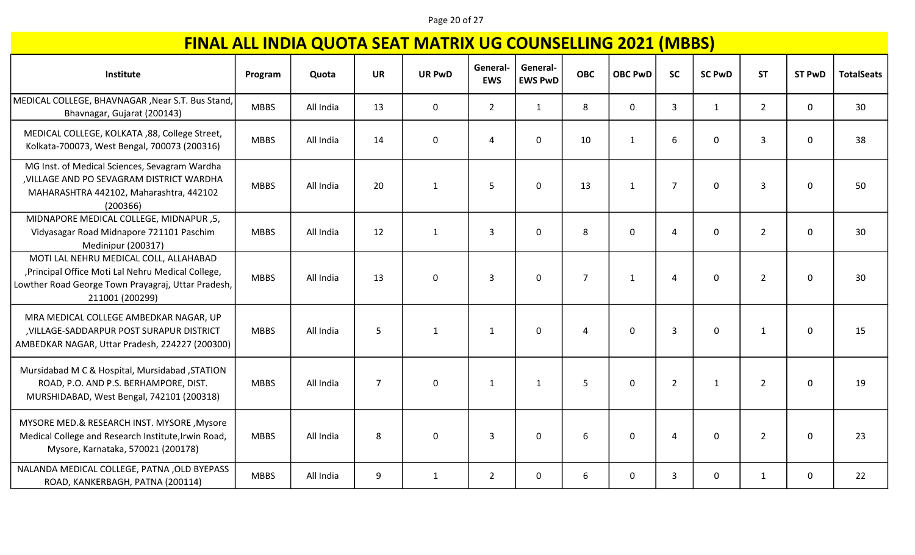# FINAL ALL INDIA QUOTA SEAT MATRIX UG COUNSELLING 2021 (MBBS)

| Institute | Program | Quota | UR | UR PwD | General-EWS | General-EWS PwD | OBC | OBC PwD | SC | SC PwD | ST | ST PwD | TotalSeats |
|---|---|---|---|---|---|---|---|---|---|---|---|---|---|
| MEDICAL COLLEGE, BHAVNAGAR ,Near S.T. Bus Stand, Bhavnagar, Gujarat (200143) | MBBS | All India | 13 | 0 | 2 | 1 | 8 | 0 | 3 | 1 | 2 | 0 | 30 |
| MEDICAL COLLEGE, KOLKATA ,88, College Street, Kolkata-700073, West Bengal, 700073 (200316) | MBBS | All India | 14 | 0 | 4 | 0 | 10 | 1 | 6 | 0 | 3 | 0 | 38 |
| MG Inst. of Medical Sciences, Sevagram Wardha ,VILLAGE AND PO SEVAGRAM DISTRICT WARDHA MAHARASHTRA 442102, Maharashtra, 442102 (200366) | MBBS | All India | 20 | 1 | 5 | 0 | 13 | 1 | 7 | 0 | 3 | 0 | 50 |
| MIDNAPORE MEDICAL COLLEGE, MIDNAPUR ,5, Vidyasagar Road Midnapore 721101 Paschim Medinipur (200317) | MBBS | All India | 12 | 1 | 3 | 0 | 8 | 0 | 4 | 0 | 2 | 0 | 30 |
| MOTI LAL NEHRU MEDICAL COLL, ALLAHABAD ,Principal Office Moti Lal Nehru Medical College, Lowther Road George Town Prayagraj, Uttar Pradesh, 211001 (200299) | MBBS | All India | 13 | 0 | 3 | 0 | 7 | 1 | 4 | 0 | 2 | 0 | 30 |
| MRA MEDICAL COLLEGE AMBEDKAR NAGAR, UP ,VILLAGE-SADDARPUR POST SURAPUR DISTRICT AMBEDKAR NAGAR, Uttar Pradesh, 224227 (200300) | MBBS | All India | 5 | 1 | 1 | 0 | 4 | 0 | 3 | 0 | 1 | 0 | 15 |
| Mursidabad M C & Hospital, Mursidabad ,STATION ROAD, P.O. AND P.S. BERHAMPORE, DIST. MURSHIDABAD, West Bengal, 742101 (200318) | MBBS | All India | 7 | 0 | 1 | 1 | 5 | 0 | 2 | 1 | 2 | 0 | 19 |
| MYSORE MED.& RESEARCH INST. MYSORE ,Mysore Medical College and Research Institute,Irwin Road, Mysore, Karnataka, 570021 (200178) | MBBS | All India | 8 | 0 | 3 | 0 | 6 | 0 | 4 | 0 | 2 | 0 | 23 |
| NALANDA MEDICAL COLLEGE, PATNA ,OLD BYEPASS ROAD, KANKERBAGH, PATNA (200114) | MBBS | All India | 9 | 1 | 2 | 0 | 6 | 0 | 3 | 0 | 1 | 0 | 22 |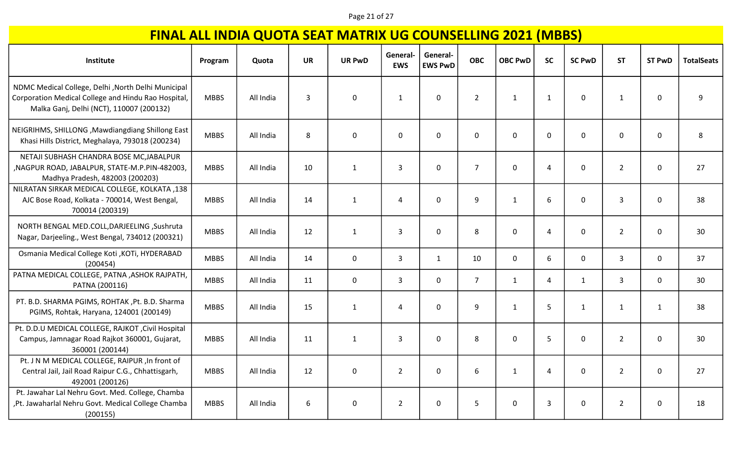# FINAL ALL INDIA QUOTA SEAT MATRIX UG COUNSELLING 2021 (MBBS)

| Institute | Program | Quota | UR | UR PwD | General-EWS | General-EWS PwD | OBC | OBC PwD | SC | SC PwD | ST | ST PwD | TotalSeats |
|---|---|---|---|---|---|---|---|---|---|---|---|---|---|
| NDMC Medical College, Delhi ,North Delhi Municipal Corporation Medical College and Hindu Rao Hospital, Malka Ganj, Delhi (NCT), 110007 (200132) | MBBS | All India | 3 | 0 | 1 | 0 | 2 | 1 | 1 | 0 | 1 | 0 | 9 |
| NEIGRIHMS, SHILLONG ,Mawdiangdiang Shillong East Khasi Hills District, Meghalaya, 793018 (200234) | MBBS | All India | 8 | 0 | 0 | 0 | 0 | 0 | 0 | 0 | 0 | 0 | 8 |
| NETAJI SUBHASH CHANDRA BOSE MC,JABALPUR ,NAGPUR ROAD, JABALPUR, STATE-M.P.PIN-482003, Madhya Pradesh, 482003 (200203) | MBBS | All India | 10 | 1 | 3 | 0 | 7 | 0 | 4 | 0 | 2 | 0 | 27 |
| NILRATAN SIRKAR MEDICAL COLLEGE, KOLKATA ,138 AJC Bose Road, Kolkata - 700014, West Bengal, 700014 (200319) | MBBS | All India | 14 | 1 | 4 | 0 | 9 | 1 | 6 | 0 | 3 | 0 | 38 |
| NORTH BENGAL MED.COLL,DARJEELING ,Sushruta Nagar, Darjeeling., West Bengal, 734012 (200321) | MBBS | All India | 12 | 1 | 3 | 0 | 8 | 0 | 4 | 0 | 2 | 0 | 30 |
| Osmania Medical College Koti ,KOTi, HYDERABAD (200454) | MBBS | All India | 14 | 0 | 3 | 1 | 10 | 0 | 6 | 0 | 3 | 0 | 37 |
| PATNA MEDICAL COLLEGE, PATNA ,ASHOK RAJPATH, PATNA (200116) | MBBS | All India | 11 | 0 | 3 | 0 | 7 | 1 | 4 | 1 | 3 | 0 | 30 |
| PT. B.D. SHARMA PGIMS, ROHTAK ,Pt. B.D. Sharma PGIMS, Rohtak, Haryana, 124001 (200149) | MBBS | All India | 15 | 1 | 4 | 0 | 9 | 1 | 5 | 1 | 1 | 1 | 38 |
| Pt. D.D.U MEDICAL COLLEGE, RAJKOT ,Civil Hospital Campus, Jamnagar Road Rajkot 360001, Gujarat, 360001 (200144) | MBBS | All India | 11 | 1 | 3 | 0 | 8 | 0 | 5 | 0 | 2 | 0 | 30 |
| Pt. J N M MEDICAL COLLEGE, RAIPUR ,In front of Central Jail, Jail Road Raipur C.G., Chhattisgarh, 492001 (200126) | MBBS | All India | 12 | 0 | 2 | 0 | 6 | 1 | 4 | 0 | 2 | 0 | 27 |
| Pt. Jawahar Lal Nehru Govt. Med. College, Chamba ,Pt. Jawaharlal Nehru Govt. Medical College Chamba (200155) | MBBS | All India | 6 | 0 | 2 | 0 | 5 | 0 | 3 | 0 | 2 | 0 | 18 |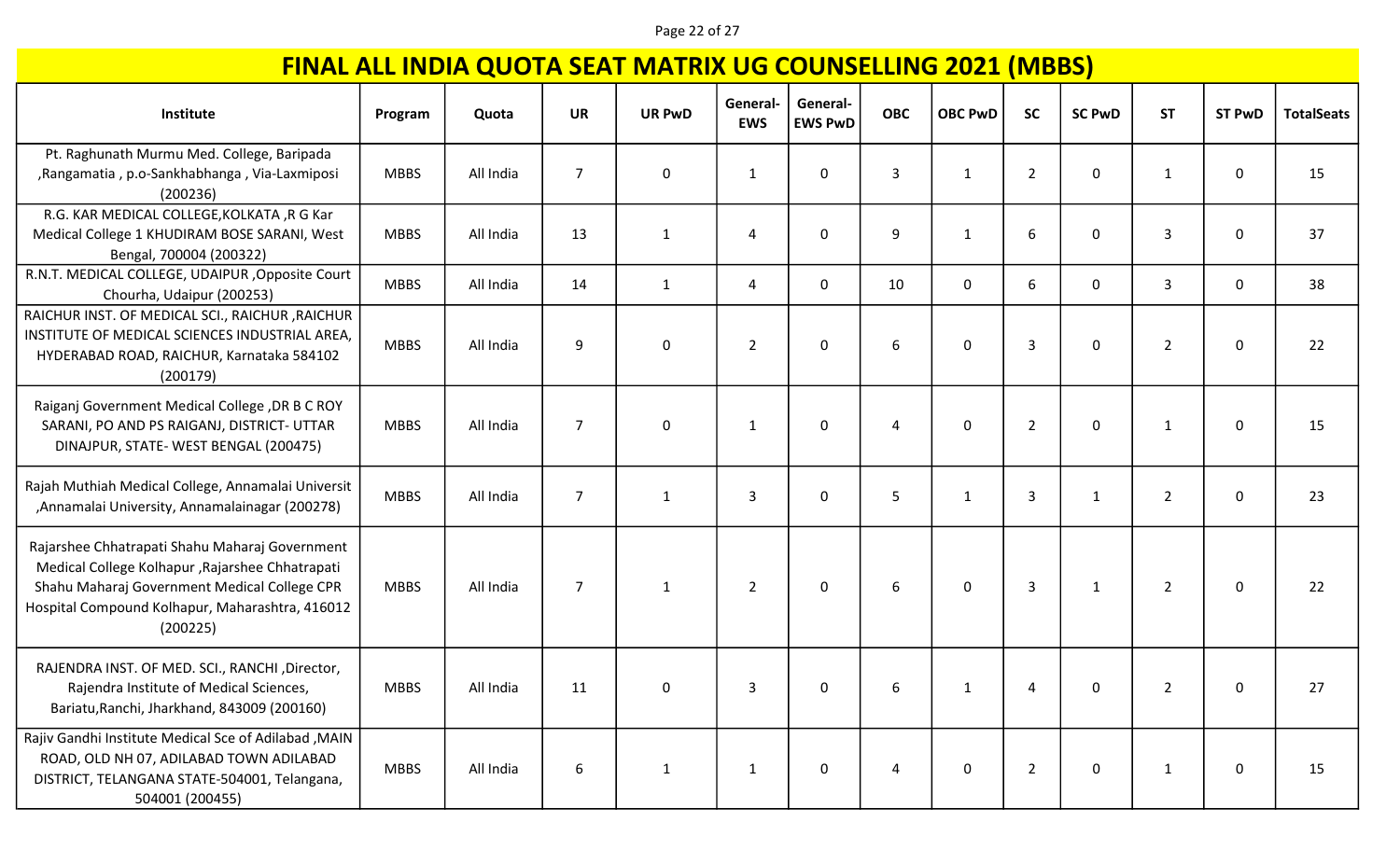# FINAL ALL INDIA QUOTA SEAT MATRIX UG COUNSELLING 2021 (MBBS)

| Institute | Program | Quota | UR | UR PwD | General-EWS | General-EWS PwD | OBC | OBC PwD | SC | SC PwD | ST | ST PwD | TotalSeats |
|---|---|---|---|---|---|---|---|---|---|---|---|---|---|
| Pt. Raghunath Murmu Med. College, Baripada ,Rangamatia , p.o-Sankhabhanga , Via-Laxmiposi (200236) | MBBS | All India | 7 | 0 | 1 | 0 | 3 | 1 | 2 | 0 | 1 | 0 | 15 |
| R.G. KAR MEDICAL COLLEGE,KOLKATA ,R G Kar Medical College 1 KHUDIRAM BOSE SARANI, West Bengal, 700004 (200322) | MBBS | All India | 13 | 1 | 4 | 0 | 9 | 1 | 6 | 0 | 3 | 0 | 37 |
| R.N.T. MEDICAL COLLEGE, UDAIPUR ,Opposite Court Chourha, Udaipur (200253) | MBBS | All India | 14 | 1 | 4 | 0 | 10 | 0 | 6 | 0 | 3 | 0 | 38 |
| RAICHUR INST. OF MEDICAL SCI., RAICHUR ,RAICHUR INSTITUTE OF MEDICAL SCIENCES INDUSTRIAL AREA, HYDERABAD ROAD, RAICHUR, Karnataka 584102 (200179) | MBBS | All India | 9 | 0 | 2 | 0 | 6 | 0 | 3 | 0 | 2 | 0 | 22 |
| Raiganj Government Medical College ,DR B C ROY SARANI, PO AND PS RAIGANJ, DISTRICT- UTTAR DINAJPUR, STATE- WEST BENGAL (200475) | MBBS | All India | 7 | 0 | 1 | 0 | 4 | 0 | 2 | 0 | 1 | 0 | 15 |
| Rajah Muthiah Medical College, Annamalai Universit ,Annamalai University, Annamalainagar (200278) | MBBS | All India | 7 | 1 | 3 | 0 | 5 | 1 | 3 | 1 | 2 | 0 | 23 |
| Rajarshee Chhatrapati Shahu Maharaj Government Medical College Kolhapur ,Rajarshee Chhatrapati Shahu Maharaj Government Medical College CPR Hospital Compound Kolhapur, Maharashtra, 416012 (200225) | MBBS | All India | 7 | 1 | 2 | 0 | 6 | 0 | 3 | 1 | 2 | 0 | 22 |
| RAJENDRA INST. OF MED. SCI., RANCHI ,Director, Rajendra Institute of Medical Sciences, Bariatu,Ranchi, Jharkhand, 843009 (200160) | MBBS | All India | 11 | 0 | 3 | 0 | 6 | 1 | 4 | 0 | 2 | 0 | 27 |
| Rajiv Gandhi Institute Medical Sce of Adilabad ,MAIN ROAD, OLD NH 07, ADILABAD TOWN ADILABAD DISTRICT, TELANGANA STATE-504001, Telangana, 504001 (200455) | MBBS | All India | 6 | 1 | 1 | 0 | 4 | 0 | 2 | 0 | 1 | 0 | 15 |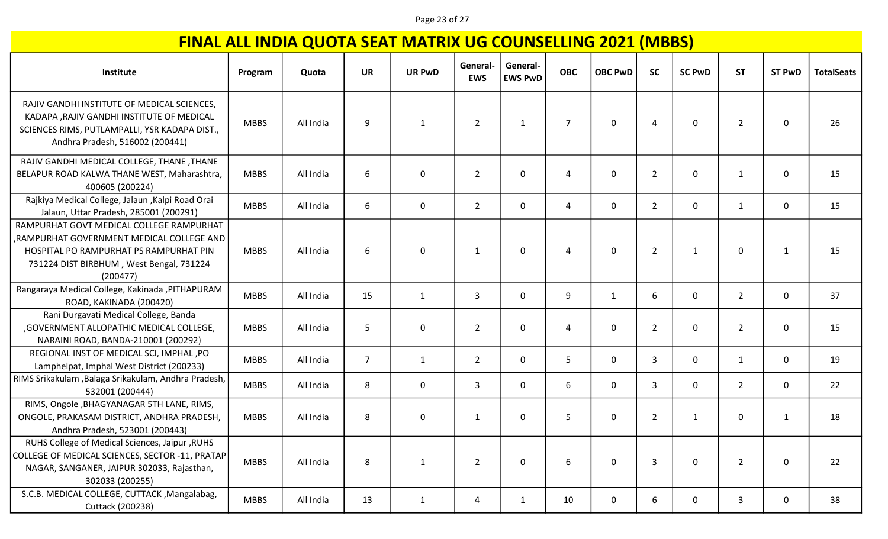# FINAL ALL INDIA QUOTA SEAT MATRIX UG COUNSELLING 2021 (MBBS)

| Institute | Program | Quota | UR | UR PwD | General-EWS | General-EWS PwD | OBC | OBC PwD | SC | SC PwD | ST | ST PwD | TotalSeats |
|---|---|---|---|---|---|---|---|---|---|---|---|---|---|
| RAJIV GANDHI INSTITUTE OF MEDICAL SCIENCES, KADAPA ,RAJIV GANDHI INSTITUTE OF MEDICAL SCIENCES RIMS, PUTLAMPALLI, YSR KADAPA DIST., Andhra Pradesh, 516002 (200441) | MBBS | All India | 9 | 1 | 2 | 1 | 7 | 0 | 4 | 0 | 2 | 0 | 26 |
| RAJIV GANDHI MEDICAL COLLEGE, THANE ,THANE BELAPUR ROAD KALWA THANE WEST, Maharashtra, 400605 (200224) | MBBS | All India | 6 | 0 | 2 | 0 | 4 | 0 | 2 | 0 | 1 | 0 | 15 |
| Rajkiya Medical College, Jalaun ,Kalpi Road Orai Jalaun, Uttar Pradesh, 285001 (200291) | MBBS | All India | 6 | 0 | 2 | 0 | 4 | 0 | 2 | 0 | 1 | 0 | 15 |
| RAMPURHAT GOVT MEDICAL COLLEGE RAMPURHAT ,RAMPURHAT GOVERNMENT MEDICAL COLLEGE AND HOSPITAL PO RAMPURHAT PS RAMPURHAT PIN 731224 DIST BIRBHUM , West Bengal, 731224 (200477) | MBBS | All India | 6 | 0 | 1 | 0 | 4 | 0 | 2 | 1 | 0 | 1 | 15 |
| Rangaraya Medical College, Kakinada ,PITHAPURAM ROAD, KAKINADA (200420) | MBBS | All India | 15 | 1 | 3 | 0 | 9 | 1 | 6 | 0 | 2 | 0 | 37 |
| Rani Durgavati Medical College, Banda ,GOVERNMENT ALLOPATHIC MEDICAL COLLEGE, NARAINI ROAD, BANDA-210001 (200292) | MBBS | All India | 5 | 0 | 2 | 0 | 4 | 0 | 2 | 0 | 2 | 0 | 15 |
| REGIONAL INST OF MEDICAL SCI, IMPHAL ,PO Lamphelpat, Imphal West District (200233) | MBBS | All India | 7 | 1 | 2 | 0 | 5 | 0 | 3 | 0 | 1 | 0 | 19 |
| RIMS Srikakulam ,Balaga Srikakulam, Andhra Pradesh, 532001 (200444) | MBBS | All India | 8 | 0 | 3 | 0 | 6 | 0 | 3 | 0 | 2 | 0 | 22 |
| RIMS, Ongole ,BHAGYANAGAR 5TH LANE, RIMS, ONGOLE, PRAKASAM DISTRICT, ANDHRA PRADESH, Andhra Pradesh, 523001 (200443) | MBBS | All India | 8 | 0 | 1 | 0 | 5 | 0 | 2 | 1 | 0 | 1 | 18 |
| RUHS College of Medical Sciences, Jaipur ,RUHS COLLEGE OF MEDICAL SCIENCES, SECTOR -11, PRATAP NAGAR, SANGANER, JAIPUR 302033, Rajasthan, 302033 (200255) | MBBS | All India | 8 | 1 | 2 | 0 | 6 | 0 | 3 | 0 | 2 | 0 | 22 |
| S.C.B. MEDICAL COLLEGE, CUTTACK ,Mangalabag, Cuttack (200238) | MBBS | All India | 13 | 1 | 4 | 1 | 10 | 0 | 6 | 0 | 3 | 0 | 38 |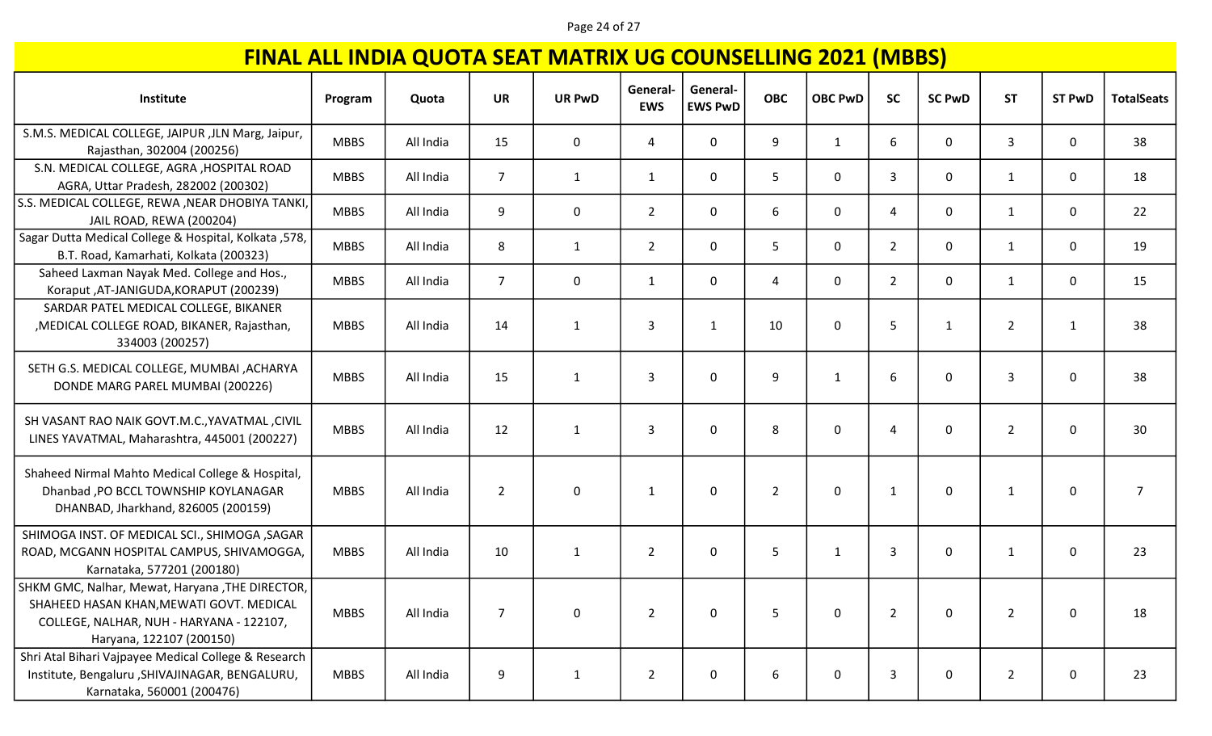# FINAL ALL INDIA QUOTA SEAT MATRIX UG COUNSELLING 2021 (MBBS)

| Institute | Program | Quota | UR | UR PwD | General-EWS | General-EWS PwD | OBC | OBC PwD | SC | SC PwD | ST | ST PwD | TotalSeats |
|---|---|---|---|---|---|---|---|---|---|---|---|---|---|
| S.M.S. MEDICAL COLLEGE, JAIPUR ,JLN Marg, Jaipur, Rajasthan, 302004 (200256) | MBBS | All India | 15 | 0 | 4 | 0 | 9 | 1 | 6 | 0 | 3 | 0 | 38 |
| S.N. MEDICAL COLLEGE, AGRA ,HOSPITAL ROAD AGRA, Uttar Pradesh, 282002 (200302) | MBBS | All India | 7 | 1 | 1 | 0 | 5 | 0 | 3 | 0 | 1 | 0 | 18 |
| S.S. MEDICAL COLLEGE, REWA ,NEAR DHOBIYA TANKI, JAIL ROAD, REWA (200204) | MBBS | All India | 9 | 0 | 2 | 0 | 6 | 0 | 4 | 0 | 1 | 0 | 22 |
| Sagar Dutta Medical College & Hospital, Kolkata ,578, B.T. Road, Kamarhati, Kolkata (200323) | MBBS | All India | 8 | 1 | 2 | 0 | 5 | 0 | 2 | 0 | 1 | 0 | 19 |
| Saheed Laxman Nayak Med. College and Hos., Koraput ,AT-JANIGUDA,KORAPUT (200239) | MBBS | All India | 7 | 0 | 1 | 0 | 4 | 0 | 2 | 0 | 1 | 0 | 15 |
| SARDAR PATEL MEDICAL COLLEGE, BIKANER ,MEDICAL COLLEGE ROAD, BIKANER, Rajasthan, 334003 (200257) | MBBS | All India | 14 | 1 | 3 | 1 | 10 | 0 | 5 | 1 | 2 | 1 | 38 |
| SETH G.S. MEDICAL COLLEGE, MUMBAI ,ACHARYA DONDE MARG PAREL MUMBAI (200226) | MBBS | All India | 15 | 1 | 3 | 0 | 9 | 1 | 6 | 0 | 3 | 0 | 38 |
| SH VASANT RAO NAIK GOVT.M.C.,YAVATMAL ,CIVIL LINES YAVATMAL, Maharashtra, 445001 (200227) | MBBS | All India | 12 | 1 | 3 | 0 | 8 | 0 | 4 | 0 | 2 | 0 | 30 |
| Shaheed Nirmal Mahto Medical College & Hospital, Dhanbad ,PO BCCL TOWNSHIP KOYLANAGAR DHANBAD, Jharkhand, 826005 (200159) | MBBS | All India | 2 | 0 | 1 | 0 | 2 | 0 | 1 | 0 | 1 | 0 | 7 |
| SHIMOGA INST. OF MEDICAL SCI., SHIMOGA ,SAGAR ROAD, MCGANN HOSPITAL CAMPUS, SHIVAMOGGA, Karnataka, 577201 (200180) | MBBS | All India | 10 | 1 | 2 | 0 | 5 | 1 | 3 | 0 | 1 | 0 | 23 |
| SHKM GMC, Nalhar, Mewat, Haryana ,THE DIRECTOR, SHAHEED HASAN KHAN,MEWATI GOVT. MEDICAL COLLEGE, NALHAR, NUH - HARYANA - 122107, Haryana, 122107 (200150) | MBBS | All India | 7 | 0 | 2 | 0 | 5 | 0 | 2 | 0 | 2 | 0 | 18 |
| Shri Atal Bihari Vajpayee Medical College & Research Institute, Bengaluru ,SHIVAJINAGAR, BENGALURU, Karnataka, 560001 (200476) | MBBS | All India | 9 | 1 | 2 | 0 | 6 | 0 | 3 | 0 | 2 | 0 | 23 |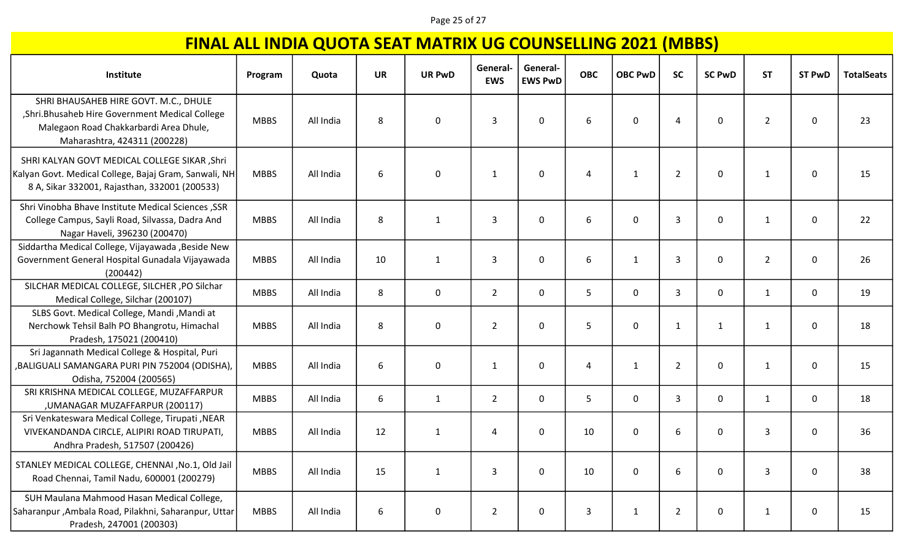# FINAL ALL INDIA QUOTA SEAT MATRIX UG COUNSELLING 2021 (MBBS)

| Institute | Program | Quota | UR | UR PwD | General-EWS | General-EWS PwD | OBC | OBC PwD | SC | SC PwD | ST | ST PwD | TotalSeats |
|---|---|---|---|---|---|---|---|---|---|---|---|---|---|
| SHRI BHAUSAHEB HIRE GOVT. M.C., DHULE ,Shri.Bhusaheb Hire Government Medical College Malegaon Road Chakkarbardi Area Dhule, Maharashtra, 424311 (200228) | MBBS | All India | 8 | 0 | 3 | 0 | 6 | 0 | 4 | 0 | 2 | 0 | 23 |
| SHRI KALYAN GOVT MEDICAL COLLEGE SIKAR ,Shri Kalyan Govt. Medical College, Bajaj Gram, Sanwali, NH 8 A, Sikar 332001, Rajasthan, 332001 (200533) | MBBS | All India | 6 | 0 | 1 | 0 | 4 | 1 | 2 | 0 | 1 | 0 | 15 |
| Shri Vinobha Bhave Institute Medical Sciences ,SSR College Campus, Sayli Road, Silvassa, Dadra And Nagar Haveli, 396230 (200470) | MBBS | All India | 8 | 1 | 3 | 0 | 6 | 0 | 3 | 0 | 1 | 0 | 22 |
| Siddartha Medical College, Vijayawada ,Beside New Government General Hospital Gunadala Vijayawada (200442) | MBBS | All India | 10 | 1 | 3 | 0 | 6 | 1 | 3 | 0 | 2 | 0 | 26 |
| SILCHAR MEDICAL COLLEGE, SILCHER ,PO Silchar Medical College, Silchar (200107) | MBBS | All India | 8 | 0 | 2 | 0 | 5 | 0 | 3 | 0 | 1 | 0 | 19 |
| SLBS Govt. Medical College, Mandi ,Mandi at Nerchowk Tehsil Balh PO Bhangrotu, Himachal Pradesh, 175021 (200410) | MBBS | All India | 8 | 0 | 2 | 0 | 5 | 0 | 1 | 1 | 1 | 0 | 18 |
| Sri Jagannath Medical College & Hospital, Puri ,BALIGUALI SAMANGARA PURI PIN 752004 (ODISHA), Odisha, 752004 (200565) | MBBS | All India | 6 | 0 | 1 | 0 | 4 | 1 | 2 | 0 | 1 | 0 | 15 |
| SRI KRISHNA MEDICAL COLLEGE, MUZAFFARPUR ,UMANAGAR MUZAFFARPUR (200117) | MBBS | All India | 6 | 1 | 2 | 0 | 5 | 0 | 3 | 0 | 1 | 0 | 18 |
| Sri Venkateswara Medical College, Tirupati ,NEAR VIVEKANDANDA CIRCLE, ALIPIRI ROAD TIRUPATI, Andhra Pradesh, 517507 (200426) | MBBS | All India | 12 | 1 | 4 | 0 | 10 | 0 | 6 | 0 | 3 | 0 | 36 |
| STANLEY MEDICAL COLLEGE, CHENNAI ,No.1, Old Jail Road Chennai, Tamil Nadu, 600001 (200279) | MBBS | All India | 15 | 1 | 3 | 0 | 10 | 0 | 6 | 0 | 3 | 0 | 38 |
| SUH Maulana Mahmood Hasan Medical College, Saharanpur ,Ambala Road, Pilakhni, Saharanpur, Uttar Pradesh, 247001 (200303) | MBBS | All India | 6 | 0 | 2 | 0 | 3 | 1 | 2 | 0 | 1 | 0 | 15 |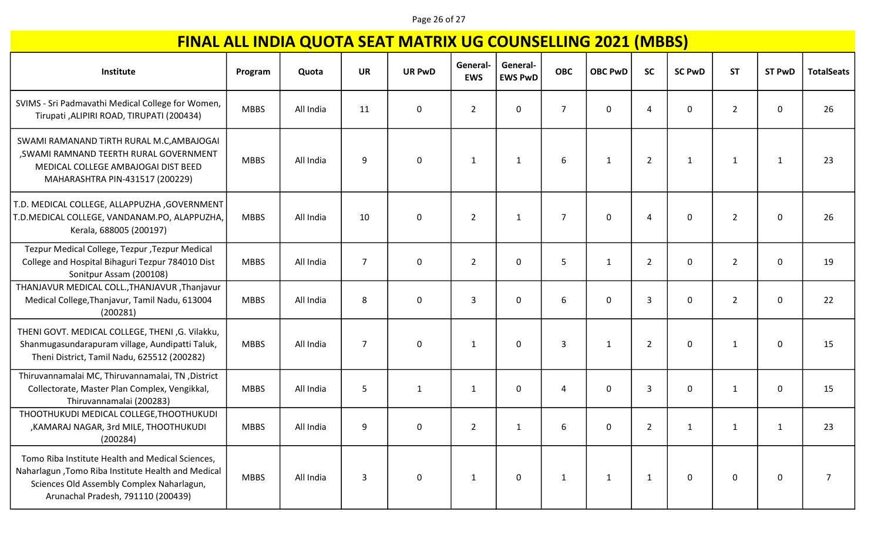# FINAL ALL INDIA QUOTA SEAT MATRIX UG COUNSELLING 2021 (MBBS)

| Institute | Program | Quota | UR | UR PwD | General-EWS | General-EWS PwD | OBC | OBC PwD | SC | SC PwD | ST | ST PwD | TotalSeats |
|---|---|---|---|---|---|---|---|---|---|---|---|---|---|
| SVIMS - Sri Padmavathi Medical College for Women, Tirupati ,ALIPIRI ROAD, TIRUPATI (200434) | MBBS | All India | 11 | 0 | 2 | 0 | 7 | 0 | 4 | 0 | 2 | 0 | 26 |
| SWAMI RAMANAND TiRTH RURAL M.C,AMBAJOGAI ,SWAMI RAMNAND TEERTH RURAL GOVERNMENT MEDICAL COLLEGE AMBAJOGAI DIST BEED MAHARASHTRA PIN-431517 (200229) | MBBS | All India | 9 | 0 | 1 | 1 | 6 | 1 | 2 | 1 | 1 | 1 | 23 |
| T.D. MEDICAL COLLEGE, ALLAPPUZHA ,GOVERNMENT T.D.MEDICAL COLLEGE, VANDANAM.PO, ALAPPUZHA, Kerala, 688005 (200197) | MBBS | All India | 10 | 0 | 2 | 1 | 7 | 0 | 4 | 0 | 2 | 0 | 26 |
| Tezpur Medical College, Tezpur ,Tezpur Medical College and Hospital Bihaguri Tezpur 784010 Dist Sonitpur Assam (200108) | MBBS | All India | 7 | 0 | 2 | 0 | 5 | 1 | 2 | 0 | 2 | 0 | 19 |
| THANJAVUR MEDICAL COLL.,THANJAVUR ,Thanjavur Medical College,Thanjavur, Tamil Nadu, 613004 (200281) | MBBS | All India | 8 | 0 | 3 | 0 | 6 | 0 | 3 | 0 | 2 | 0 | 22 |
| THENI GOVT. MEDICAL COLLEGE, THENI ,G. Vilakku, Shanmugasundarapuram village, Aundipatti Taluk, Theni District, Tamil Nadu, 625512 (200282) | MBBS | All India | 7 | 0 | 1 | 0 | 3 | 1 | 2 | 0 | 1 | 0 | 15 |
| Thiruvannamalai MC, Thiruvannamalai, TN ,District Collectorate, Master Plan Complex, Vengikkal, Thiruvannamalai (200283) | MBBS | All India | 5 | 1 | 1 | 0 | 4 | 0 | 3 | 0 | 1 | 0 | 15 |
| THOOTHUKUDI MEDICAL COLLEGE,THOOTHUKUDI ,KAMARAJ NAGAR, 3rd MILE, THOOTHUKUDI (200284) | MBBS | All India | 9 | 0 | 2 | 1 | 6 | 0 | 2 | 1 | 1 | 1 | 23 |
| Tomo Riba Institute Health and Medical Sciences, Naharlagun ,Tomo Riba Institute Health and Medical Sciences Old Assembly Complex Naharlagun, Arunachal Pradesh, 791110 (200439) | MBBS | All India | 3 | 0 | 1 | 0 | 1 | 1 | 1 | 0 | 0 | 0 | 7 |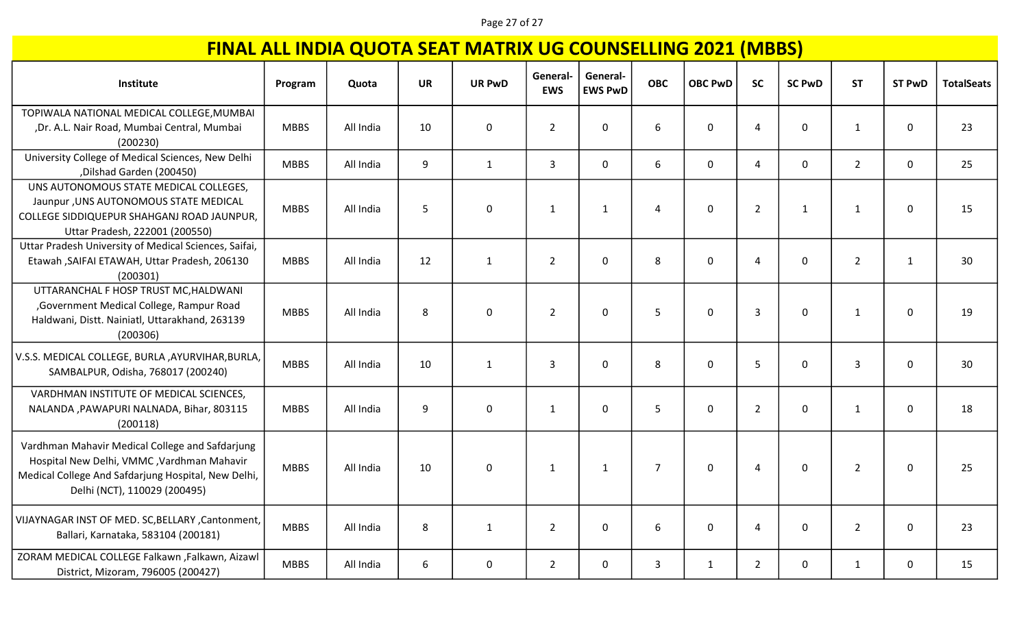# FINAL ALL INDIA QUOTA SEAT MATRIX UG COUNSELLING 2021 (MBBS)

| Institute | Program | Quota | UR | UR PwD | General-EWS | General-EWS PwD | OBC | OBC PwD | SC | SC PwD | ST | ST PwD | TotalSeats |
|---|---|---|---|---|---|---|---|---|---|---|---|---|---|
| TOPIWALA NATIONAL MEDICAL COLLEGE,MUMBAI ,Dr. A.L. Nair Road, Mumbai Central, Mumbai (200230) | MBBS | All India | 10 | 0 | 2 | 0 | 6 | 0 | 4 | 0 | 1 | 0 | 23 |
| University College of Medical Sciences, New Delhi ,Dilshad Garden (200450) | MBBS | All India | 9 | 1 | 3 | 0 | 6 | 0 | 4 | 0 | 2 | 0 | 25 |
| UNS AUTONOMOUS STATE MEDICAL COLLEGES, Jaunpur ,UNS AUTONOMOUS STATE MEDICAL COLLEGE SIDDIQUEPUR SHAHGANJ ROAD JAUNPUR, Uttar Pradesh, 222001 (200550) | MBBS | All India | 5 | 0 | 1 | 1 | 4 | 0 | 2 | 1 | 1 | 0 | 15 |
| Uttar Pradesh University of Medical Sciences, Saifai, Etawah ,SAIFAI ETAWAH, Uttar Pradesh, 206130 (200301) | MBBS | All India | 12 | 1 | 2 | 0 | 8 | 0 | 4 | 0 | 2 | 1 | 30 |
| UTTARANCHAL F HOSP TRUST MC,HALDWANI ,Government Medical College, Rampur Road Haldwani, Distt. Nainiatl, Uttarakhand, 263139 (200306) | MBBS | All India | 8 | 0 | 2 | 0 | 5 | 0 | 3 | 0 | 1 | 0 | 19 |
| V.S.S. MEDICAL COLLEGE, BURLA ,AYURVIHAR,BURLA, SAMBALPUR, Odisha, 768017 (200240) | MBBS | All India | 10 | 1 | 3 | 0 | 8 | 0 | 5 | 0 | 3 | 0 | 30 |
| VARDHMAN INSTITUTE OF MEDICAL SCIENCES, NALANDA ,PAWAPURI NALNADA, Bihar, 803115 (200118) | MBBS | All India | 9 | 0 | 1 | 0 | 5 | 0 | 2 | 0 | 1 | 0 | 18 |
| Vardhman Mahavir Medical College and Safdarjung Hospital New Delhi, VMMC ,Vardhman Mahavir Medical College And Safdarjung Hospital, New Delhi, Delhi (NCT), 110029 (200495) | MBBS | All India | 10 | 0 | 1 | 1 | 7 | 0 | 4 | 0 | 2 | 0 | 25 |
| VIJAYNAGAR INST OF MED. SC,BELLARY ,Cantonment, Ballari, Karnataka, 583104 (200181) | MBBS | All India | 8 | 1 | 2 | 0 | 6 | 0 | 4 | 0 | 2 | 0 | 23 |
| ZORAM MEDICAL COLLEGE Falkawn ,Falkawn, Aizawl District, Mizoram, 796005 (200427) | MBBS | All India | 6 | 0 | 2 | 0 | 3 | 1 | 2 | 0 | 1 | 0 | 15 |